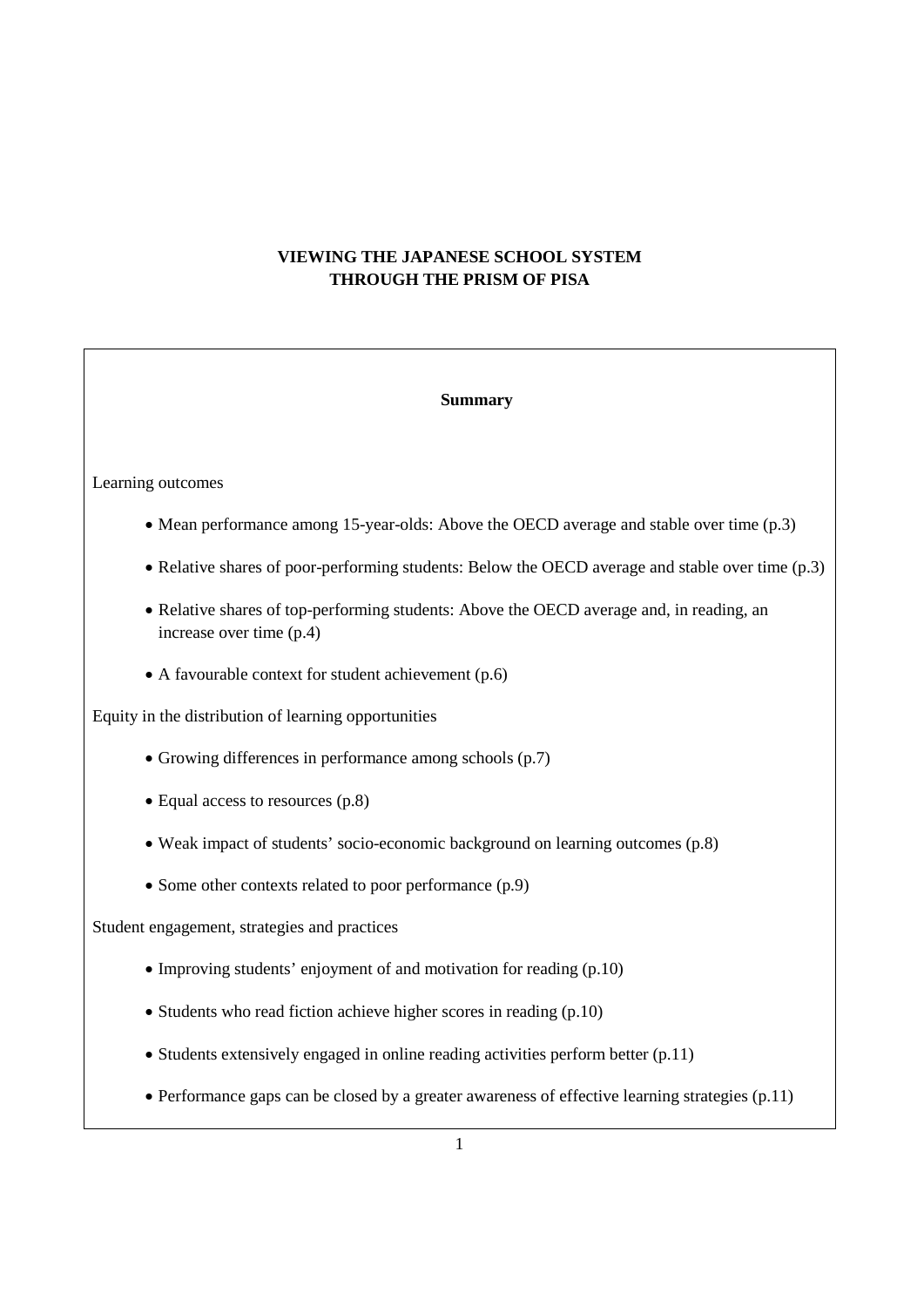# VIEWING THE JAPANESE SCHOOL SYSTEM THROUGH THE PRISM OF PISA

## Summary

Learning outcomes

- Mean performance among 15-year-olds: Above the OECD average and stable over time (p.3)
- Relative shares of poor-performing students: Below the OECD average and stable over time (p.3)
- Relative shares of top-performing students: Above the OECD average and, in reading, an increase over time (p.4)
- A favourable context for student achievement (p.6)

Equity in the distribution of learning opportunities

- Growing differences in performance among schools (p.7)
- Equal access to resources (p.8)
- Weak impact of students' socio-economic background on learning outcomes (p.8)
- Some other contexts related to poor performance (p.9)

Student engagement, strategies and practices

- Improving students' enjoyment of and motivation for reading (p.10)
- Students who read fiction achieve higher scores in reading (p.10)
- Students extensively engaged in online reading activities perform better (p.11)
- Performance gaps can be closed by a greater awareness of effective learning strategies (p.11)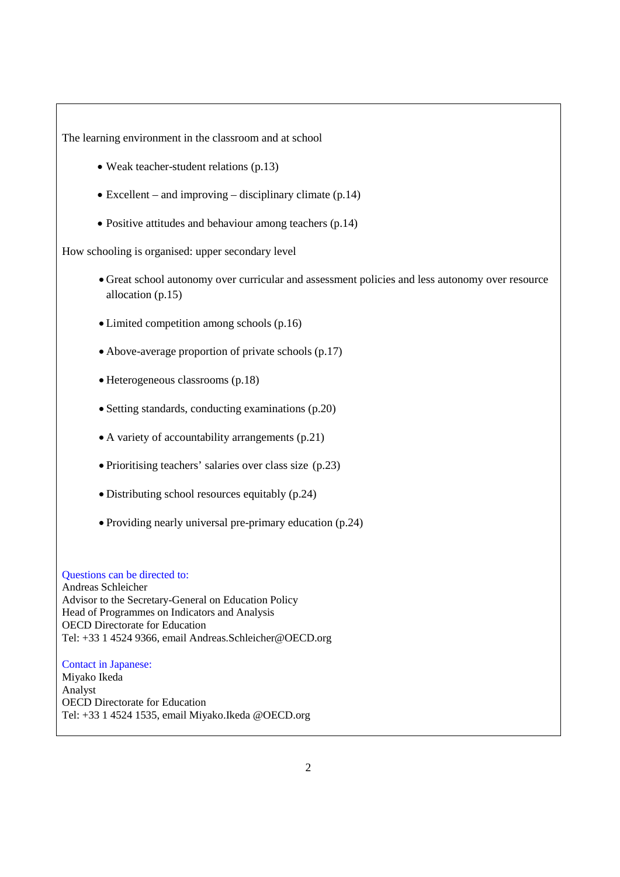The learning environment in the classroom and at school

- Weak teacher-student relations (p.13)
- Excellent – and improving – disciplinary climate (p.14)
- Positive attitudes and behaviour among teachers (p.14)

How schooling is organised: upper secondary level

- Great school autonomy over curricular and assessment policies and less autonomy over resource allocation (p.15)
- Limited competition among schools (p.16)
- Above-average proportion of private schools (p.17)
- Heterogeneous classrooms (p.18)
- Setting standards, conducting examinations (p.20)
- A variety of accountability arrangements (p.21)
- Prioritising teachers' salaries over class size (p.23)
- Distributing school resources equitably (p.24)
- Providing nearly universal pre-primary education (p.24)

Questions can be directed to:
Andreas Schleicher
Advisor to the Secretary-General on Education Policy
Head of Programmes on Indicators and Analysis
OECD Directorate for Education
Tel: +33 1 4524 9366, email Andreas.Schleicher@OECD.org

Contact in Japanese:
Miyako Ikeda
Analyst
OECD Directorate for Education
Tel: +33 1 4524 1535, email Miyako.Ikeda @OECD.org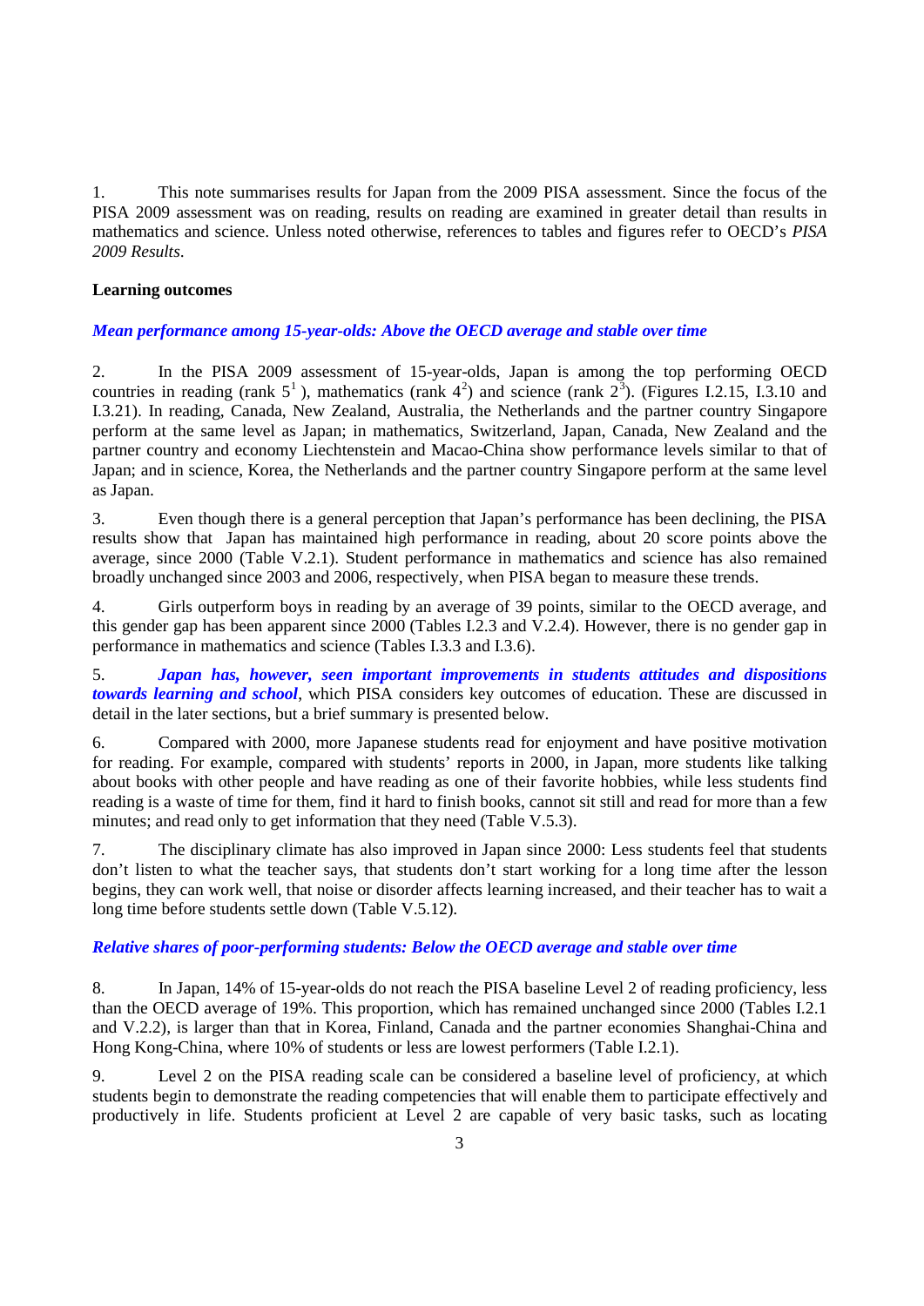1. This note summarises results for Japan from the 2009 PISA assessment. Since the focus of the PISA 2009 assessment was on reading, results on reading are examined in greater detail than results in mathematics and science. Unless noted otherwise, references to tables and figures refer to OECD's *PISA 2009 Results*.

**Learning outcomes**

***Mean performance among 15-year-olds: Above the OECD average and stable over time***

2. In the PISA 2009 assessment of 15-year-olds, Japan is among the top performing OECD countries in reading (rank 5[1] ), mathematics (rank 4[2]) and science (rank 2[3]). (Figures I.2.15, I.3.10 and I.3.21). In reading, Canada, New Zealand, Australia, the Netherlands and the partner country Singapore perform at the same level as Japan; in mathematics, Switzerland, Japan, Canada, New Zealand and the partner country and economy Liechtenstein and Macao-China show performance levels similar to that of Japan; and in science, Korea, the Netherlands and the partner country Singapore perform at the same level as Japan.

3. Even though there is a general perception that Japan's performance has been declining, the PISA results show that Japan has maintained high performance in reading, about 20 score points above the average, since 2000 (Table V.2.1). Student performance in mathematics and science has also remained broadly unchanged since 2003 and 2006, respectively, when PISA began to measure these trends.

4. Girls outperform boys in reading by an average of 39 points, similar to the OECD average, and this gender gap has been apparent since 2000 (Tables I.2.3 and V.2.4). However, there is no gender gap in performance in mathematics and science (Tables I.3.3 and I.3.6).

5. ***Japan has, however, seen important improvements in students attitudes and dispositions towards learning and school***, which PISA considers key outcomes of education. These are discussed in detail in the later sections, but a brief summary is presented below.

6. Compared with 2000, more Japanese students read for enjoyment and have positive motivation for reading. For example, compared with students' reports in 2000, in Japan, more students like talking about books with other people and have reading as one of their favorite hobbies, while less students find reading is a waste of time for them, find it hard to finish books, cannot sit still and read for more than a few minutes; and read only to get information that they need (Table V.5.3).

7. The disciplinary climate has also improved in Japan since 2000: Less students feel that students don't listen to what the teacher says, that students don't start working for a long time after the lesson begins, they can work well, that noise or disorder affects learning increased, and their teacher has to wait a long time before students settle down (Table V.5.12).

***Relative shares of poor-performing students: Below the OECD average and stable over time***

8. In Japan, 14% of 15-year-olds do not reach the PISA baseline Level 2 of reading proficiency, less than the OECD average of 19%. This proportion, which has remained unchanged since 2000 (Tables I.2.1 and V.2.2), is larger than that in Korea, Finland, Canada and the partner economies Shanghai-China and Hong Kong-China, where 10% of students or less are lowest performers (Table I.2.1).

9. Level 2 on the PISA reading scale can be considered a baseline level of proficiency, at which students begin to demonstrate the reading competencies that will enable them to participate effectively and productively in life. Students proficient at Level 2 are capable of very basic tasks, such as locating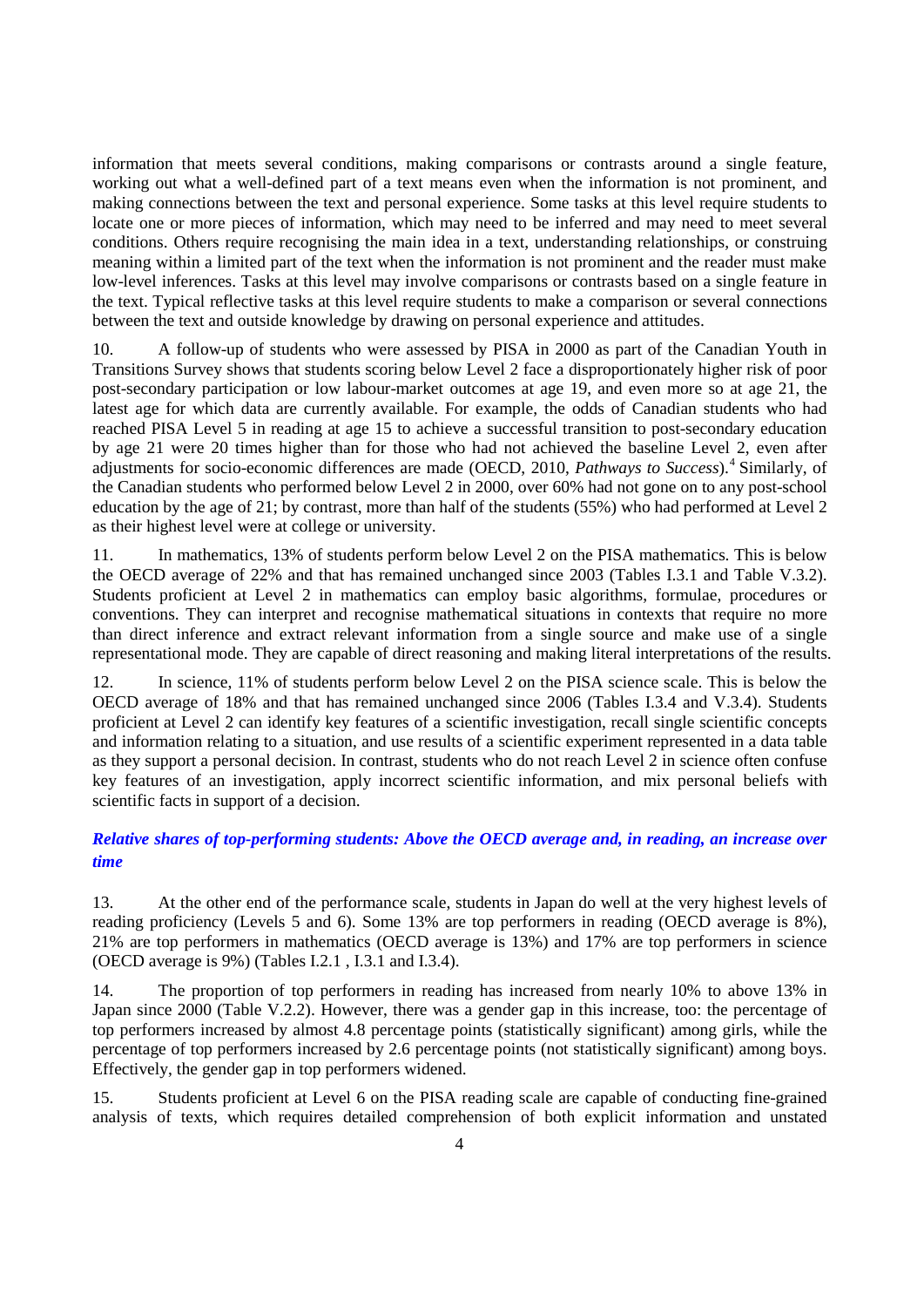information that meets several conditions, making comparisons or contrasts around a single feature, working out what a well-defined part of a text means even when the information is not prominent, and making connections between the text and personal experience. Some tasks at this level require students to locate one or more pieces of information, which may need to be inferred and may need to meet several conditions. Others require recognising the main idea in a text, understanding relationships, or construing meaning within a limited part of the text when the information is not prominent and the reader must make low-level inferences. Tasks at this level may involve comparisons or contrasts based on a single feature in the text. Typical reflective tasks at this level require students to make a comparison or several connections between the text and outside knowledge by drawing on personal experience and attitudes.

10. A follow-up of students who were assessed by PISA in 2000 as part of the Canadian Youth in Transitions Survey shows that students scoring below Level 2 face a disproportionately higher risk of poor post-secondary participation or low labour-market outcomes at age 19, and even more so at age 21, the latest age for which data are currently available. For example, the odds of Canadian students who had reached PISA Level 5 in reading at age 15 to achieve a successful transition to post-secondary education by age 21 were 20 times higher than for those who had not achieved the baseline Level 2, even after adjustments for socio-economic differences are made (OECD, 2010, *Pathways to Success*).[4] Similarly, of the Canadian students who performed below Level 2 in 2000, over 60% had not gone on to any post-school education by the age of 21; by contrast, more than half of the students (55%) who had performed at Level 2 as their highest level were at college or university.

11. In mathematics, 13% of students perform below Level 2 on the PISA mathematics. This is below the OECD average of 22% and that has remained unchanged since 2003 (Tables I.3.1 and Table V.3.2). Students proficient at Level 2 in mathematics can employ basic algorithms, formulae, procedures or conventions. They can interpret and recognise mathematical situations in contexts that require no more than direct inference and extract relevant information from a single source and make use of a single representational mode. They are capable of direct reasoning and making literal interpretations of the results.

12. In science, 11% of students perform below Level 2 on the PISA science scale. This is below the OECD average of 18% and that has remained unchanged since 2006 (Tables I.3.4 and V.3.4). Students proficient at Level 2 can identify key features of a scientific investigation, recall single scientific concepts and information relating to a situation, and use results of a scientific experiment represented in a data table as they support a personal decision. In contrast, students who do not reach Level 2 in science often confuse key features of an investigation, apply incorrect scientific information, and mix personal beliefs with scientific facts in support of a decision.

### *Relative shares of top-performing students: Above the OECD average and, in reading, an increase over time*

13. At the other end of the performance scale, students in Japan do well at the very highest levels of reading proficiency (Levels 5 and 6). Some 13% are top performers in reading (OECD average is 8%), 21% are top performers in mathematics (OECD average is 13%) and 17% are top performers in science (OECD average is 9%) (Tables I.2.1 , I.3.1 and I.3.4).

14. The proportion of top performers in reading has increased from nearly 10% to above 13% in Japan since 2000 (Table V.2.2). However, there was a gender gap in this increase, too: the percentage of top performers increased by almost 4.8 percentage points (statistically significant) among girls, while the percentage of top performers increased by 2.6 percentage points (not statistically significant) among boys. Effectively, the gender gap in top performers widened.

15. Students proficient at Level 6 on the PISA reading scale are capable of conducting fine-grained analysis of texts, which requires detailed comprehension of both explicit information and unstated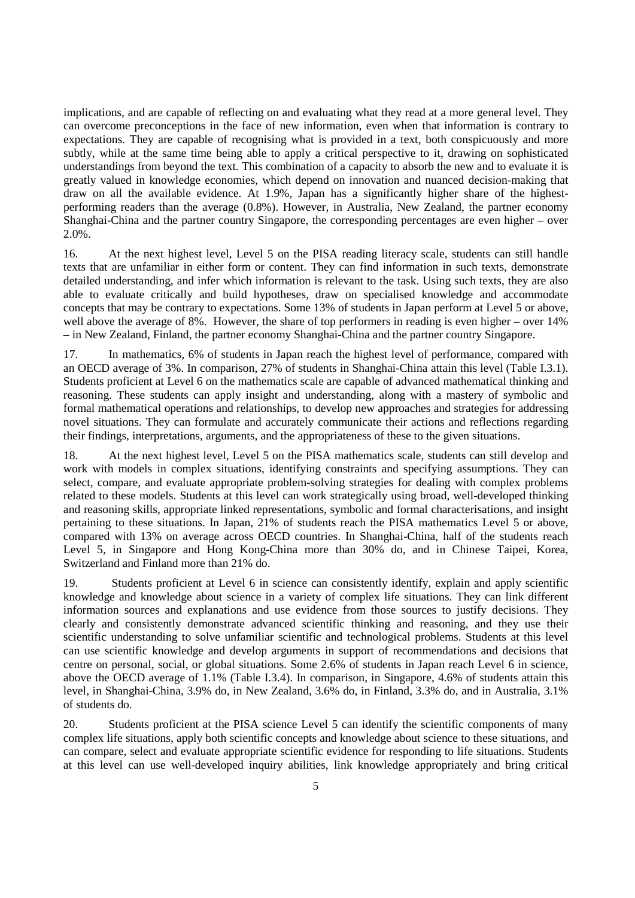implications, and are capable of reflecting on and evaluating what they read at a more general level. They can overcome preconceptions in the face of new information, even when that information is contrary to expectations. They are capable of recognising what is provided in a text, both conspicuously and more subtly, while at the same time being able to apply a critical perspective to it, drawing on sophisticated understandings from beyond the text. This combination of a capacity to absorb the new and to evaluate it is greatly valued in knowledge economies, which depend on innovation and nuanced decision-making that draw on all the available evidence. At 1.9%, Japan has a significantly higher share of the highest-performing readers than the average (0.8%). However, in Australia, New Zealand, the partner economy Shanghai-China and the partner country Singapore, the corresponding percentages are even higher – over 2.0%.

16. At the next highest level, Level 5 on the PISA reading literacy scale, students can still handle texts that are unfamiliar in either form or content. They can find information in such texts, demonstrate detailed understanding, and infer which information is relevant to the task. Using such texts, they are also able to evaluate critically and build hypotheses, draw on specialised knowledge and accommodate concepts that may be contrary to expectations. Some 13% of students in Japan perform at Level 5 or above, well above the average of 8%. However, the share of top performers in reading is even higher – over 14% – in New Zealand, Finland, the partner economy Shanghai-China and the partner country Singapore.

17. In mathematics, 6% of students in Japan reach the highest level of performance, compared with an OECD average of 3%. In comparison, 27% of students in Shanghai-China attain this level (Table I.3.1). Students proficient at Level 6 on the mathematics scale are capable of advanced mathematical thinking and reasoning. These students can apply insight and understanding, along with a mastery of symbolic and formal mathematical operations and relationships, to develop new approaches and strategies for addressing novel situations. They can formulate and accurately communicate their actions and reflections regarding their findings, interpretations, arguments, and the appropriateness of these to the given situations.

18. At the next highest level, Level 5 on the PISA mathematics scale, students can still develop and work with models in complex situations, identifying constraints and specifying assumptions. They can select, compare, and evaluate appropriate problem-solving strategies for dealing with complex problems related to these models. Students at this level can work strategically using broad, well-developed thinking and reasoning skills, appropriate linked representations, symbolic and formal characterisations, and insight pertaining to these situations. In Japan, 21% of students reach the PISA mathematics Level 5 or above, compared with 13% on average across OECD countries. In Shanghai-China, half of the students reach Level 5, in Singapore and Hong Kong-China more than 30% do, and in Chinese Taipei, Korea, Switzerland and Finland more than 21% do.

19. Students proficient at Level 6 in science can consistently identify, explain and apply scientific knowledge and knowledge about science in a variety of complex life situations. They can link different information sources and explanations and use evidence from those sources to justify decisions. They clearly and consistently demonstrate advanced scientific thinking and reasoning, and they use their scientific understanding to solve unfamiliar scientific and technological problems. Students at this level can use scientific knowledge and develop arguments in support of recommendations and decisions that centre on personal, social, or global situations. Some 2.6% of students in Japan reach Level 6 in science, above the OECD average of 1.1% (Table I.3.4). In comparison, in Singapore, 4.6% of students attain this level, in Shanghai-China, 3.9% do, in New Zealand, 3.6% do, in Finland, 3.3% do, and in Australia, 3.1% of students do.

20. Students proficient at the PISA science Level 5 can identify the scientific components of many complex life situations, apply both scientific concepts and knowledge about science to these situations, and can compare, select and evaluate appropriate scientific evidence for responding to life situations. Students at this level can use well-developed inquiry abilities, link knowledge appropriately and bring critical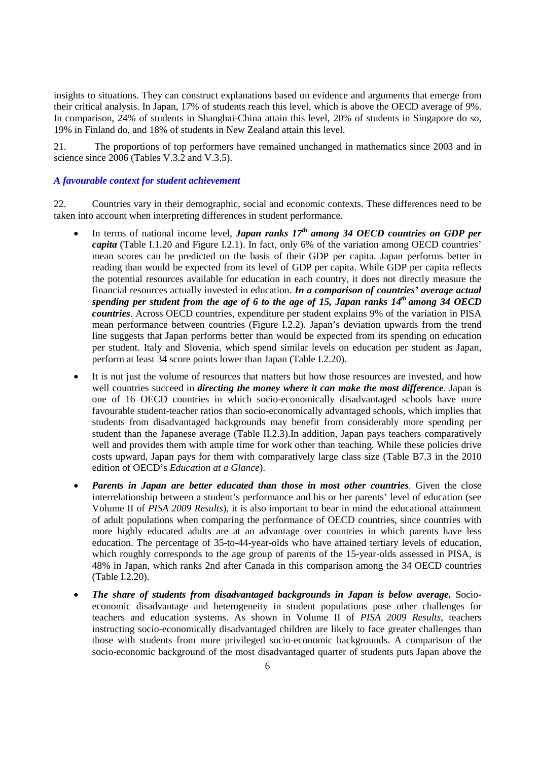insights to situations. They can construct explanations based on evidence and arguments that emerge from their critical analysis. In Japan, 17% of students reach this level, which is above the OECD average of 9%. In comparison, 24% of students in Shanghai-China attain this level, 20% of students in Singapore do so, 19% in Finland do, and 18% of students in New Zealand attain this level.

21. The proportions of top performers have remained unchanged in mathematics since 2003 and in science since 2006 (Tables V.3.2 and V.3.5).

### *A favourable context for student achievement*

22. Countries vary in their demographic, social and economic contexts. These differences need to be taken into account when interpreting differences in student performance.

- In terms of national income level, ***Japan ranks 17th among 34 OECD countries on GDP per capita*** (Table I.1.20 and Figure I.2.1). In fact, only 6% of the variation among OECD countries' mean scores can be predicted on the basis of their GDP per capita. Japan performs better in reading than would be expected from its level of GDP per capita. While GDP per capita reflects the potential resources available for education in each country, it does not directly measure the financial resources actually invested in education. ***In a comparison of countries' average actual spending per student from the age of 6 to the age of 15, Japan ranks 14th among 34 OECD countries***. Across OECD countries, expenditure per student explains 9% of the variation in PISA mean performance between countries (Figure I.2.2). Japan's deviation upwards from the trend line suggests that Japan performs better than would be expected from its spending on education per student. Italy and Slovenia, which spend similar levels on education per student as Japan, perform at least 34 score points lower than Japan (Table I.2.20).

- It is not just the volume of resources that matters but how those resources are invested, and how well countries succeed in ***directing the money where it can make the most difference***. Japan is one of 16 OECD countries in which socio-economically disadvantaged schools have more favourable student-teacher ratios than socio-economically advantaged schools, which implies that students from disadvantaged backgrounds may benefit from considerably more spending per student than the Japanese average (Table II.2.3).In addition, Japan pays teachers comparatively well and provides them with ample time for work other than teaching. While these policies drive costs upward, Japan pays for them with comparatively large class size (Table B7.3 in the 2010 edition of OECD's *Education at a Glance*).

- ***Parents in Japan are better educated than those in most other countries***. Given the close interrelationship between a student's performance and his or her parents' level of education (see Volume II of *PISA 2009 Results*), it is also important to bear in mind the educational attainment of adult populations when comparing the performance of OECD countries, since countries with more highly educated adults are at an advantage over countries in which parents have less education. The percentage of 35-to-44-year-olds who have attained tertiary levels of education, which roughly corresponds to the age group of parents of the 15-year-olds assessed in PISA, is 48% in Japan, which ranks 2nd after Canada in this comparison among the 34 OECD countries (Table I.2.20).

- ***The share of students from disadvantaged backgrounds in Japan is below average.*** Socio-economic disadvantage and heterogeneity in student populations pose other challenges for teachers and education systems. As shown in Volume II of *PISA 2009 Results*, teachers instructing socio-economically disadvantaged children are likely to face greater challenges than those with students from more privileged socio-economic backgrounds. A comparison of the socio-economic background of the most disadvantaged quarter of students puts Japan above the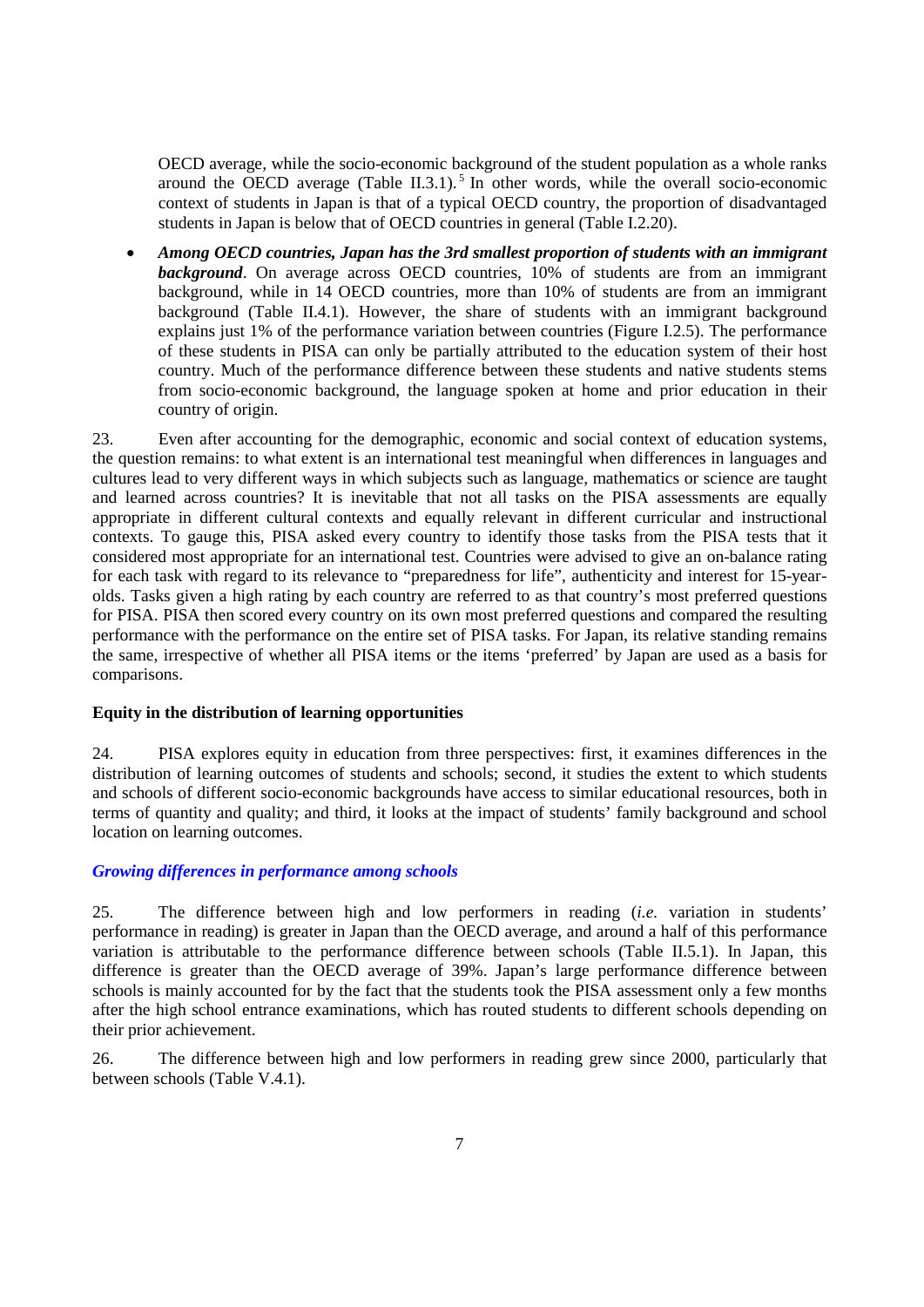OECD average, while the socio-economic background of the student population as a whole ranks around the OECD average (Table II.3.1).[5] In other words, while the overall socio-economic context of students in Japan is that of a typical OECD country, the proportion of disadvantaged students in Japan is below that of OECD countries in general (Table I.2.20).

- ***Among OECD countries, Japan has the 3rd smallest proportion of students with an immigrant background***. On average across OECD countries, 10% of students are from an immigrant background, while in 14 OECD countries, more than 10% of students are from an immigrant background (Table II.4.1). However, the share of students with an immigrant background explains just 1% of the performance variation between countries (Figure I.2.5). The performance of these students in PISA can only be partially attributed to the education system of their host country. Much of the performance difference between these students and native students stems from socio-economic background, the language spoken at home and prior education in their country of origin.

23. Even after accounting for the demographic, economic and social context of education systems, the question remains: to what extent is an international test meaningful when differences in languages and cultures lead to very different ways in which subjects such as language, mathematics or science are taught and learned across countries? It is inevitable that not all tasks on the PISA assessments are equally appropriate in different cultural contexts and equally relevant in different curricular and instructional contexts. To gauge this, PISA asked every country to identify those tasks from the PISA tests that it considered most appropriate for an international test. Countries were advised to give an on-balance rating for each task with regard to its relevance to "preparedness for life", authenticity and interest for 15-year-olds. Tasks given a high rating by each country are referred to as that country's most preferred questions for PISA. PISA then scored every country on its own most preferred questions and compared the resulting performance with the performance on the entire set of PISA tasks. For Japan, its relative standing remains the same, irrespective of whether all PISA items or the items 'preferred' by Japan are used as a basis for comparisons.

### Equity in the distribution of learning opportunities

24. PISA explores equity in education from three perspectives: first, it examines differences in the distribution of learning outcomes of students and schools; second, it studies the extent to which students and schools of different socio-economic backgrounds have access to similar educational resources, both in terms of quantity and quality; and third, it looks at the impact of students' family background and school location on learning outcomes.

#### *Growing differences in performance among schools*

25. The difference between high and low performers in reading (*i.e.* variation in students' performance in reading) is greater in Japan than the OECD average, and around a half of this performance variation is attributable to the performance difference between schools (Table II.5.1). In Japan, this difference is greater than the OECD average of 39%. Japan's large performance difference between schools is mainly accounted for by the fact that the students took the PISA assessment only a few months after the high school entrance examinations, which has routed students to different schools depending on their prior achievement.

26. The difference between high and low performers in reading grew since 2000, particularly that between schools (Table V.4.1).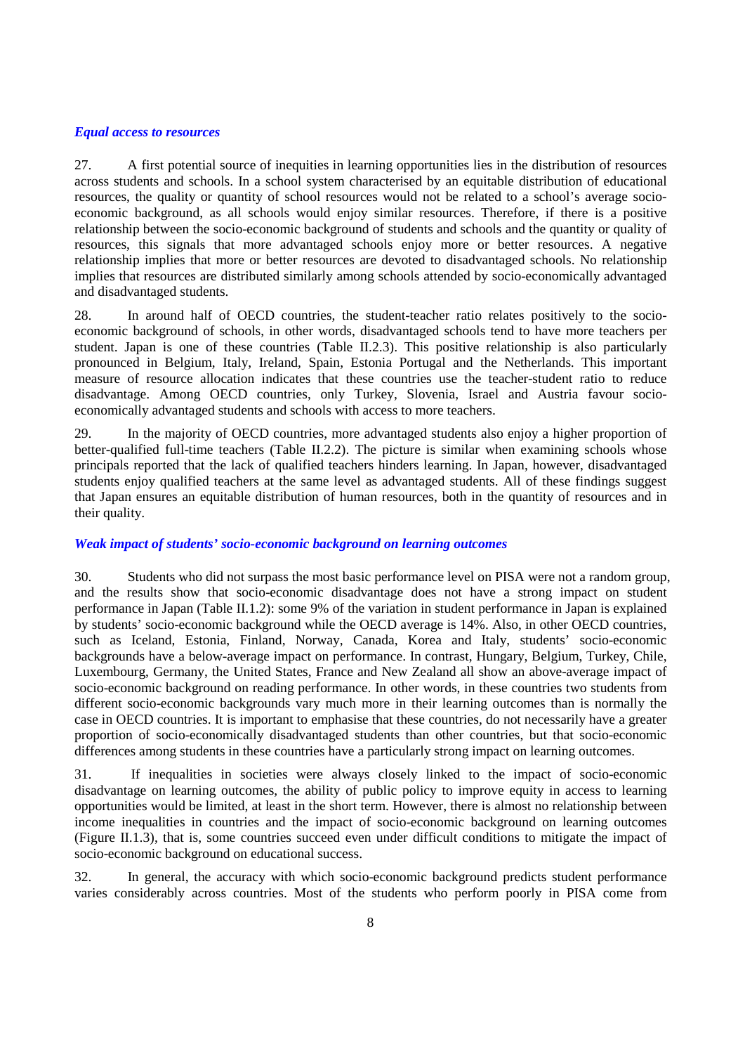***Equal access to resources***

27. A first potential source of inequities in learning opportunities lies in the distribution of resources across students and schools. In a school system characterised by an equitable distribution of educational resources, the quality or quantity of school resources would not be related to a school's average socio-economic background, as all schools would enjoy similar resources. Therefore, if there is a positive relationship between the socio-economic background of students and schools and the quantity or quality of resources, this signals that more advantaged schools enjoy more or better resources. A negative relationship implies that more or better resources are devoted to disadvantaged schools. No relationship implies that resources are distributed similarly among schools attended by socio-economically advantaged and disadvantaged students.

28. In around half of OECD countries, the student-teacher ratio relates positively to the socio-economic background of schools, in other words, disadvantaged schools tend to have more teachers per student. Japan is one of these countries (Table II.2.3). This positive relationship is also particularly pronounced in Belgium, Italy, Ireland, Spain, Estonia Portugal and the Netherlands. This important measure of resource allocation indicates that these countries use the teacher-student ratio to reduce disadvantage. Among OECD countries, only Turkey, Slovenia, Israel and Austria favour socio-economically advantaged students and schools with access to more teachers.

29. In the majority of OECD countries, more advantaged students also enjoy a higher proportion of better-qualified full-time teachers (Table II.2.2). The picture is similar when examining schools whose principals reported that the lack of qualified teachers hinders learning. In Japan, however, disadvantaged students enjoy qualified teachers at the same level as advantaged students. All of these findings suggest that Japan ensures an equitable distribution of human resources, both in the quantity of resources and in their quality.

***Weak impact of students' socio-economic background on learning outcomes***

30. Students who did not surpass the most basic performance level on PISA were not a random group, and the results show that socio-economic disadvantage does not have a strong impact on student performance in Japan (Table II.1.2): some 9% of the variation in student performance in Japan is explained by students' socio-economic background while the OECD average is 14%. Also, in other OECD countries, such as Iceland, Estonia, Finland, Norway, Canada, Korea and Italy, students' socio-economic backgrounds have a below-average impact on performance. In contrast, Hungary, Belgium, Turkey, Chile, Luxembourg, Germany, the United States, France and New Zealand all show an above-average impact of socio-economic background on reading performance. In other words, in these countries two students from different socio-economic backgrounds vary much more in their learning outcomes than is normally the case in OECD countries. It is important to emphasise that these countries, do not necessarily have a greater proportion of socio-economically disadvantaged students than other countries, but that socio-economic differences among students in these countries have a particularly strong impact on learning outcomes.

31. If inequalities in societies were always closely linked to the impact of socio-economic disadvantage on learning outcomes, the ability of public policy to improve equity in access to learning opportunities would be limited, at least in the short term. However, there is almost no relationship between income inequalities in countries and the impact of socio-economic background on learning outcomes (Figure II.1.3), that is, some countries succeed even under difficult conditions to mitigate the impact of socio-economic background on educational success.

32. In general, the accuracy with which socio-economic background predicts student performance varies considerably across countries. Most of the students who perform poorly in PISA come from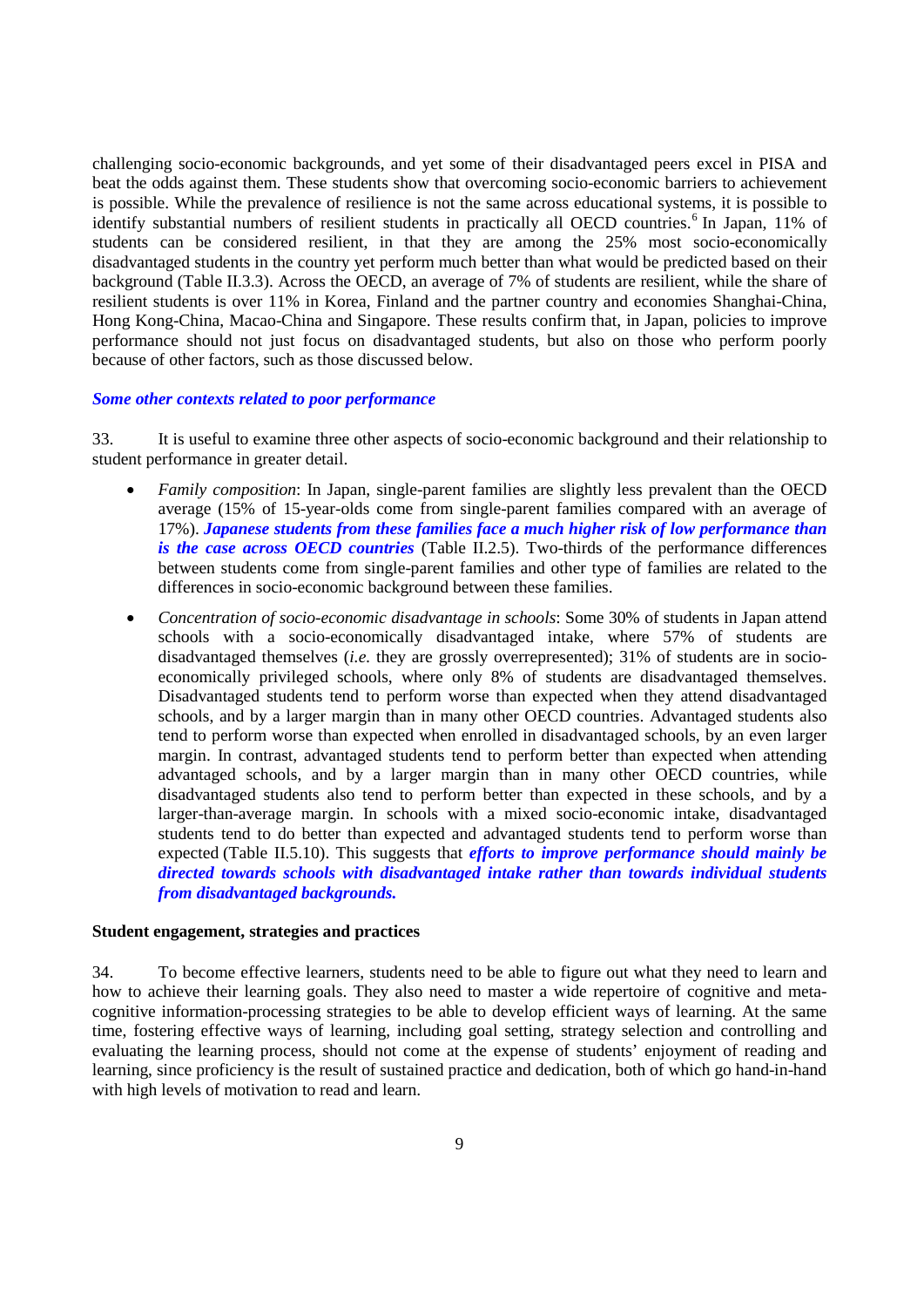challenging socio-economic backgrounds, and yet some of their disadvantaged peers excel in PISA and beat the odds against them. These students show that overcoming socio-economic barriers to achievement is possible. While the prevalence of resilience is not the same across educational systems, it is possible to identify substantial numbers of resilient students in practically all OECD countries.[6] In Japan, 11% of students can be considered resilient, in that they are among the 25% most socio-economically disadvantaged students in the country yet perform much better than what would be predicted based on their background (Table II.3.3). Across the OECD, an average of 7% of students are resilient, while the share of resilient students is over 11% in Korea, Finland and the partner country and economies Shanghai-China, Hong Kong-China, Macao-China and Singapore. These results confirm that, in Japan, policies to improve performance should not just focus on disadvantaged students, but also on those who perform poorly because of other factors, such as those discussed below.

### *Some other contexts related to poor performance*

33. It is useful to examine three other aspects of socio-economic background and their relationship to student performance in greater detail.

- *Family composition*: In Japan, single-parent families are slightly less prevalent than the OECD average (15% of 15-year-olds come from single-parent families compared with an average of 17%). ***Japanese students from these families face a much higher risk of low performance than is the case across OECD countries*** (Table II.2.5). Two-thirds of the performance differences between students come from single-parent families and other type of families are related to the differences in socio-economic background between these families.

- *Concentration of socio-economic disadvantage in schools*: Some 30% of students in Japan attend schools with a socio-economically disadvantaged intake, where 57% of students are disadvantaged themselves (*i.e.* they are grossly overrepresented); 31% of students are in socio-economically privileged schools, where only 8% of students are disadvantaged themselves. Disadvantaged students tend to perform worse than expected when they attend disadvantaged schools, and by a larger margin than in many other OECD countries. Advantaged students also tend to perform worse than expected when enrolled in disadvantaged schools, by an even larger margin. In contrast, advantaged students tend to perform better than expected when attending advantaged schools, and by a larger margin than in many other OECD countries, while disadvantaged students also tend to perform better than expected in these schools, and by a larger-than-average margin. In schools with a mixed socio-economic intake, disadvantaged students tend to do better than expected and advantaged students tend to perform worse than expected (Table II.5.10). This suggests that ***efforts to improve performance should mainly be directed towards schools with disadvantaged intake rather than towards individual students from disadvantaged backgrounds.***

### Student engagement, strategies and practices

34. To become effective learners, students need to be able to figure out what they need to learn and how to achieve their learning goals. They also need to master a wide repertoire of cognitive and meta-cognitive information-processing strategies to be able to develop efficient ways of learning. At the same time, fostering effective ways of learning, including goal setting, strategy selection and controlling and evaluating the learning process, should not come at the expense of students' enjoyment of reading and learning, since proficiency is the result of sustained practice and dedication, both of which go hand-in-hand with high levels of motivation to read and learn.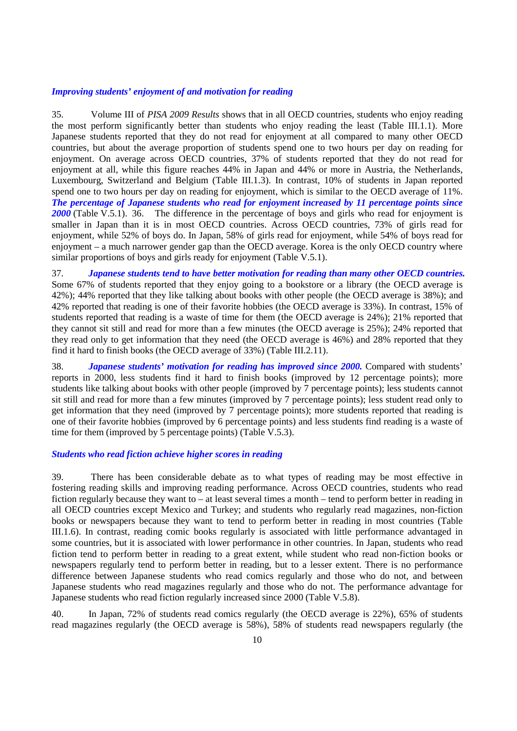### *Improving students' enjoyment of and motivation for reading*

35. Volume III of *PISA 2009 Results* shows that in all OECD countries, students who enjoy reading the most perform significantly better than students who enjoy reading the least (Table III.1.1). More Japanese students reported that they do not read for enjoyment at all compared to many other OECD countries, but about the average proportion of students spend one to two hours per day on reading for enjoyment. On average across OECD countries, 37% of students reported that they do not read for enjoyment at all, while this figure reaches 44% in Japan and 44% or more in Austria, the Netherlands, Luxembourg, Switzerland and Belgium (Table III.1.3). In contrast, 10% of students in Japan reported spend one to two hours per day on reading for enjoyment, which is similar to the OECD average of 11%. ***The percentage of Japanese students who read for enjoyment increased by 11 percentage points since 2000*** (Table V.5.1). 36. The difference in the percentage of boys and girls who read for enjoyment is smaller in Japan than it is in most OECD countries. Across OECD countries, 73% of girls read for enjoyment, while 52% of boys do. In Japan, 58% of girls read for enjoyment, while 54% of boys read for enjoyment – a much narrower gender gap than the OECD average. Korea is the only OECD country where similar proportions of boys and girls ready for enjoyment (Table V.5.1).

37. ***Japanese students tend to have better motivation for reading than many other OECD countries.*** Some 67% of students reported that they enjoy going to a bookstore or a library (the OECD average is 42%); 44% reported that they like talking about books with other people (the OECD average is 38%); and 42% reported that reading is one of their favorite hobbies (the OECD average is 33%). In contrast, 15% of students reported that reading is a waste of time for them (the OECD average is 24%); 21% reported that they cannot sit still and read for more than a few minutes (the OECD average is 25%); 24% reported that they read only to get information that they need (the OECD average is 46%) and 28% reported that they find it hard to finish books (the OECD average of 33%) (Table III.2.11).

38. ***Japanese students' motivation for reading has improved since 2000.*** Compared with students' reports in 2000, less students find it hard to finish books (improved by 12 percentage points); more students like talking about books with other people (improved by 7 percentage points); less students cannot sit still and read for more than a few minutes (improved by 7 percentage points); less student read only to get information that they need (improved by 7 percentage points); more students reported that reading is one of their favorite hobbies (improved by 6 percentage points) and less students find reading is a waste of time for them (improved by 5 percentage points) (Table V.5.3).

### *Students who read fiction achieve higher scores in reading*

39. There has been considerable debate as to what types of reading may be most effective in fostering reading skills and improving reading performance. Across OECD countries, students who read fiction regularly because they want to – at least several times a month – tend to perform better in reading in all OECD countries except Mexico and Turkey; and students who regularly read magazines, non-fiction books or newspapers because they want to tend to perform better in reading in most countries (Table III.1.6). In contrast, reading comic books regularly is associated with little performance advantaged in some countries, but it is associated with lower performance in other countries. In Japan, students who read fiction tend to perform better in reading to a great extent, while student who read non-fiction books or newspapers regularly tend to perform better in reading, but to a lesser extent. There is no performance difference between Japanese students who read comics regularly and those who do not, and between Japanese students who read magazines regularly and those who do not. The performance advantage for Japanese students who read fiction regularly increased since 2000 (Table V.5.8).

40. In Japan, 72% of students read comics regularly (the OECD average is 22%), 65% of students read magazines regularly (the OECD average is 58%), 58% of students read newspapers regularly (the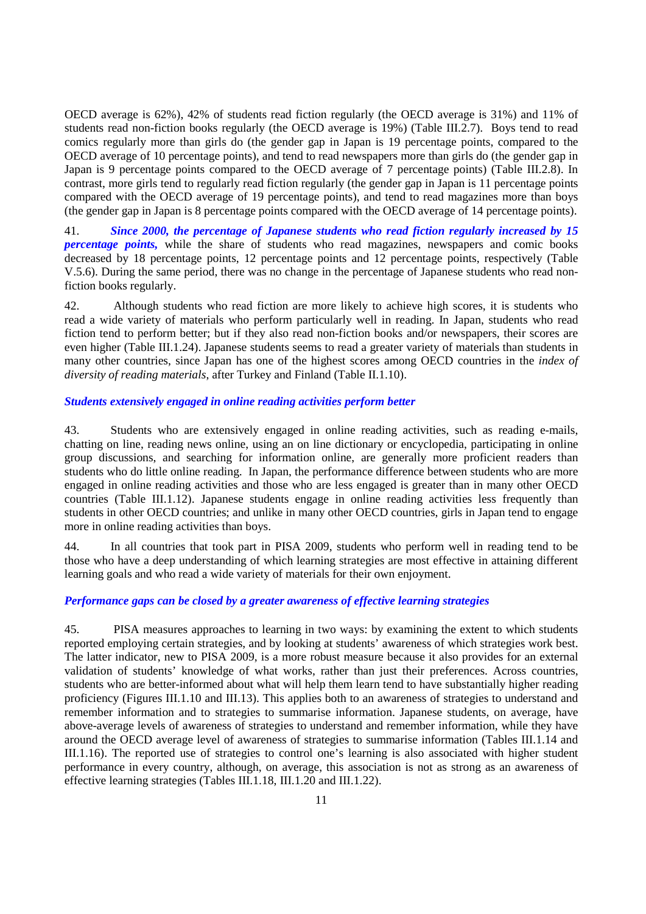OECD average is 62%), 42% of students read fiction regularly (the OECD average is 31%) and 11% of students read non-fiction books regularly (the OECD average is 19%) (Table III.2.7). Boys tend to read comics regularly more than girls do (the gender gap in Japan is 19 percentage points, compared to the OECD average of 10 percentage points), and tend to read newspapers more than girls do (the gender gap in Japan is 9 percentage points compared to the OECD average of 7 percentage points) (Table III.2.8). In contrast, more girls tend to regularly read fiction regularly (the gender gap in Japan is 11 percentage points compared with the OECD average of 19 percentage points), and tend to read magazines more than boys (the gender gap in Japan is 8 percentage points compared with the OECD average of 14 percentage points).

41. ***Since 2000, the percentage of Japanese students who read fiction regularly increased by 15 percentage points,*** while the share of students who read magazines, newspapers and comic books decreased by 18 percentage points, 12 percentage points and 12 percentage points, respectively (Table V.5.6). During the same period, there was no change in the percentage of Japanese students who read non-fiction books regularly.

42. Although students who read fiction are more likely to achieve high scores, it is students who read a wide variety of materials who perform particularly well in reading. In Japan, students who read fiction tend to perform better; but if they also read non-fiction books and/or newspapers, their scores are even higher (Table III.1.24). Japanese students seems to read a greater variety of materials than students in many other countries, since Japan has one of the highest scores among OECD countries in the *index of diversity of reading materials*, after Turkey and Finland (Table II.1.10).

### *Students extensively engaged in online reading activities perform better*

43. Students who are extensively engaged in online reading activities, such as reading e-mails, chatting on line, reading news online, using an on line dictionary or encyclopedia, participating in online group discussions, and searching for information online, are generally more proficient readers than students who do little online reading. In Japan, the performance difference between students who are more engaged in online reading activities and those who are less engaged is greater than in many other OECD countries (Table III.1.12). Japanese students engage in online reading activities less frequently than students in other OECD countries; and unlike in many other OECD countries, girls in Japan tend to engage more in online reading activities than boys.

44. In all countries that took part in PISA 2009, students who perform well in reading tend to be those who have a deep understanding of which learning strategies are most effective in attaining different learning goals and who read a wide variety of materials for their own enjoyment.

### *Performance gaps can be closed by a greater awareness of effective learning strategies*

45. PISA measures approaches to learning in two ways: by examining the extent to which students reported employing certain strategies, and by looking at students' awareness of which strategies work best. The latter indicator, new to PISA 2009, is a more robust measure because it also provides for an external validation of students' knowledge of what works, rather than just their preferences. Across countries, students who are better-informed about what will help them learn tend to have substantially higher reading proficiency (Figures III.1.10 and III.13). This applies both to an awareness of strategies to understand and remember information and to strategies to summarise information. Japanese students, on average, have above-average levels of awareness of strategies to understand and remember information, while they have around the OECD average level of awareness of strategies to summarise information (Tables III.1.14 and III.1.16). The reported use of strategies to control one's learning is also associated with higher student performance in every country, although, on average, this association is not as strong as an awareness of effective learning strategies (Tables III.1.18, III.1.20 and III.1.22).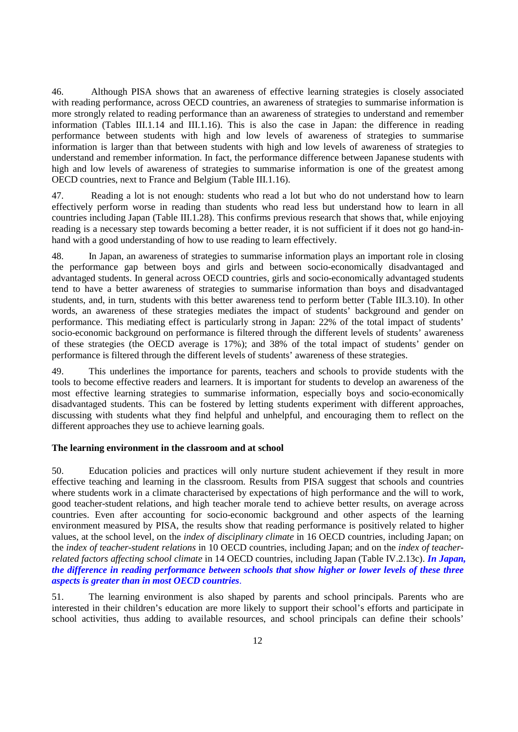46. Although PISA shows that an awareness of effective learning strategies is closely associated with reading performance, across OECD countries, an awareness of strategies to summarise information is more strongly related to reading performance than an awareness of strategies to understand and remember information (Tables III.1.14 and III.1.16). This is also the case in Japan: the difference in reading performance between students with high and low levels of awareness of strategies to summarise information is larger than that between students with high and low levels of awareness of strategies to understand and remember information. In fact, the performance difference between Japanese students with high and low levels of awareness of strategies to summarise information is one of the greatest among OECD countries, next to France and Belgium (Table III.1.16).

47. Reading a lot is not enough: students who read a lot but who do not understand how to learn effectively perform worse in reading than students who read less but understand how to learn in all countries including Japan (Table III.1.28). This confirms previous research that shows that, while enjoying reading is a necessary step towards becoming a better reader, it is not sufficient if it does not go hand-in-hand with a good understanding of how to use reading to learn effectively.

48. In Japan, an awareness of strategies to summarise information plays an important role in closing the performance gap between boys and girls and between socio-economically disadvantaged and advantaged students. In general across OECD countries, girls and socio-economically advantaged students tend to have a better awareness of strategies to summarise information than boys and disadvantaged students, and, in turn, students with this better awareness tend to perform better (Table III.3.10). In other words, an awareness of these strategies mediates the impact of students' background and gender on performance. This mediating effect is particularly strong in Japan: 22% of the total impact of students' socio-economic background on performance is filtered through the different levels of students' awareness of these strategies (the OECD average is 17%); and 38% of the total impact of students' gender on performance is filtered through the different levels of students' awareness of these strategies.

49. This underlines the importance for parents, teachers and schools to provide students with the tools to become effective readers and learners. It is important for students to develop an awareness of the most effective learning strategies to summarise information, especially boys and socio-economically disadvantaged students. This can be fostered by letting students experiment with different approaches, discussing with students what they find helpful and unhelpful, and encouraging them to reflect on the different approaches they use to achieve learning goals.

**The learning environment in the classroom and at school**

50. Education policies and practices will only nurture student achievement if they result in more effective teaching and learning in the classroom. Results from PISA suggest that schools and countries where students work in a climate characterised by expectations of high performance and the will to work, good teacher-student relations, and high teacher morale tend to achieve better results, on average across countries. Even after accounting for socio-economic background and other aspects of the learning environment measured by PISA, the results show that reading performance is positively related to higher values, at the school level, on the *index of disciplinary climate* in 16 OECD countries, including Japan; on the *index of teacher-student relations* in 10 OECD countries, including Japan; and on the *index of teacher-related factors affecting school climate* in 14 OECD countries, including Japan (Table IV.2.13c). ***In Japan, the difference in reading performance between schools that show higher or lower levels of these three aspects is greater than in most OECD countries***.

51. The learning environment is also shaped by parents and school principals. Parents who are interested in their children's education are more likely to support their school's efforts and participate in school activities, thus adding to available resources, and school principals can define their schools'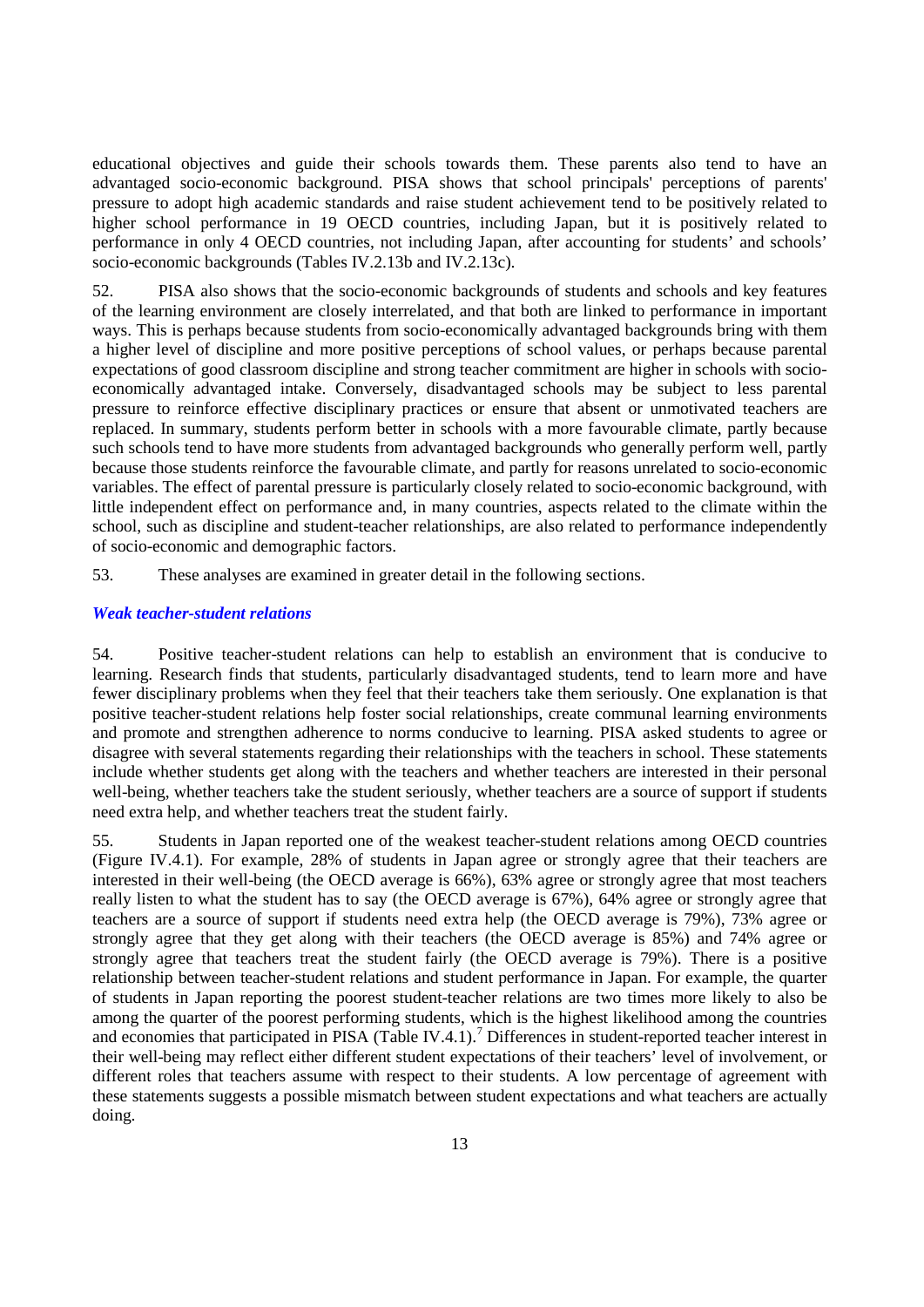educational objectives and guide their schools towards them. These parents also tend to have an advantaged socio-economic background. PISA shows that school principals' perceptions of parents' pressure to adopt high academic standards and raise student achievement tend to be positively related to higher school performance in 19 OECD countries, including Japan, but it is positively related to performance in only 4 OECD countries, not including Japan, after accounting for students' and schools' socio-economic backgrounds (Tables IV.2.13b and IV.2.13c).

52. PISA also shows that the socio-economic backgrounds of students and schools and key features of the learning environment are closely interrelated, and that both are linked to performance in important ways. This is perhaps because students from socio-economically advantaged backgrounds bring with them a higher level of discipline and more positive perceptions of school values, or perhaps because parental expectations of good classroom discipline and strong teacher commitment are higher in schools with socio-economically advantaged intake. Conversely, disadvantaged schools may be subject to less parental pressure to reinforce effective disciplinary practices or ensure that absent or unmotivated teachers are replaced. In summary, students perform better in schools with a more favourable climate, partly because such schools tend to have more students from advantaged backgrounds who generally perform well, partly because those students reinforce the favourable climate, and partly for reasons unrelated to socio-economic variables. The effect of parental pressure is particularly closely related to socio-economic background, with little independent effect on performance and, in many countries, aspects related to the climate within the school, such as discipline and student-teacher relationships, are also related to performance independently of socio-economic and demographic factors.

53. These analyses are examined in greater detail in the following sections.

### *Weak teacher-student relations*

54. Positive teacher-student relations can help to establish an environment that is conducive to learning. Research finds that students, particularly disadvantaged students, tend to learn more and have fewer disciplinary problems when they feel that their teachers take them seriously. One explanation is that positive teacher-student relations help foster social relationships, create communal learning environments and promote and strengthen adherence to norms conducive to learning. PISA asked students to agree or disagree with several statements regarding their relationships with the teachers in school. These statements include whether students get along with the teachers and whether teachers are interested in their personal well-being, whether teachers take the student seriously, whether teachers are a source of support if students need extra help, and whether teachers treat the student fairly.

55. Students in Japan reported one of the weakest teacher-student relations among OECD countries (Figure IV.4.1). For example, 28% of students in Japan agree or strongly agree that their teachers are interested in their well-being (the OECD average is 66%), 63% agree or strongly agree that most teachers really listen to what the student has to say (the OECD average is 67%), 64% agree or strongly agree that teachers are a source of support if students need extra help (the OECD average is 79%), 73% agree or strongly agree that they get along with their teachers (the OECD average is 85%) and 74% agree or strongly agree that teachers treat the student fairly (the OECD average is 79%). There is a positive relationship between teacher-student relations and student performance in Japan. For example, the quarter of students in Japan reporting the poorest student-teacher relations are two times more likely to also be among the quarter of the poorest performing students, which is the highest likelihood among the countries and economies that participated in PISA (Table IV.4.1).[7] Differences in student-reported teacher interest in their well-being may reflect either different student expectations of their teachers' level of involvement, or different roles that teachers assume with respect to their students. A low percentage of agreement with these statements suggests a possible mismatch between student expectations and what teachers are actually doing.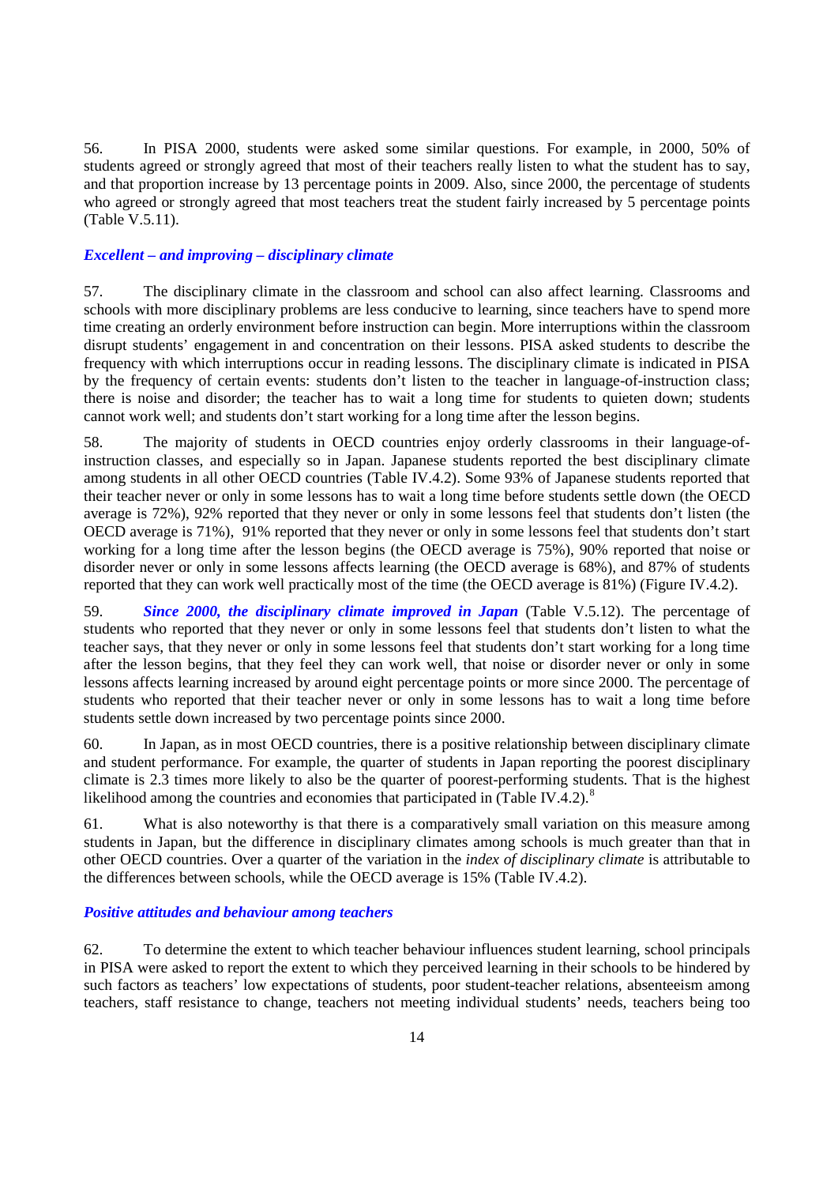56. In PISA 2000, students were asked some similar questions. For example, in 2000, 50% of students agreed or strongly agreed that most of their teachers really listen to what the student has to say, and that proportion increase by 13 percentage points in 2009. Also, since 2000, the percentage of students who agreed or strongly agreed that most teachers treat the student fairly increased by 5 percentage points (Table V.5.11).

### *Excellent – and improving – disciplinary climate*

57. The disciplinary climate in the classroom and school can also affect learning. Classrooms and schools with more disciplinary problems are less conducive to learning, since teachers have to spend more time creating an orderly environment before instruction can begin. More interruptions within the classroom disrupt students' engagement in and concentration on their lessons. PISA asked students to describe the frequency with which interruptions occur in reading lessons. The disciplinary climate is indicated in PISA by the frequency of certain events: students don't listen to the teacher in language-of-instruction class; there is noise and disorder; the teacher has to wait a long time for students to quieten down; students cannot work well; and students don't start working for a long time after the lesson begins.

58. The majority of students in OECD countries enjoy orderly classrooms in their language-of-instruction classes, and especially so in Japan. Japanese students reported the best disciplinary climate among students in all other OECD countries (Table IV.4.2). Some 93% of Japanese students reported that their teacher never or only in some lessons has to wait a long time before students settle down (the OECD average is 72%), 92% reported that they never or only in some lessons feel that students don't listen (the OECD average is 71%), 91% reported that they never or only in some lessons feel that students don't start working for a long time after the lesson begins (the OECD average is 75%), 90% reported that noise or disorder never or only in some lessons affects learning (the OECD average is 68%), and 87% of students reported that they can work well practically most of the time (the OECD average is 81%) (Figure IV.4.2).

59. ***Since 2000, the disciplinary climate improved in Japan*** (Table V.5.12). The percentage of students who reported that they never or only in some lessons feel that students don't listen to what the teacher says, that they never or only in some lessons feel that students don't start working for a long time after the lesson begins, that they feel they can work well, that noise or disorder never or only in some lessons affects learning increased by around eight percentage points or more since 2000. The percentage of students who reported that their teacher never or only in some lessons has to wait a long time before students settle down increased by two percentage points since 2000.

60. In Japan, as in most OECD countries, there is a positive relationship between disciplinary climate and student performance. For example, the quarter of students in Japan reporting the poorest disciplinary climate is 2.3 times more likely to also be the quarter of poorest-performing students. That is the highest likelihood among the countries and economies that participated in (Table IV.4.2).[8]

61. What is also noteworthy is that there is a comparatively small variation on this measure among students in Japan, but the difference in disciplinary climates among schools is much greater than that in other OECD countries. Over a quarter of the variation in the *index of disciplinary climate* is attributable to the differences between schools, while the OECD average is 15% (Table IV.4.2).

### *Positive attitudes and behaviour among teachers*

62. To determine the extent to which teacher behaviour influences student learning, school principals in PISA were asked to report the extent to which they perceived learning in their schools to be hindered by such factors as teachers' low expectations of students, poor student-teacher relations, absenteeism among teachers, staff resistance to change, teachers not meeting individual students' needs, teachers being too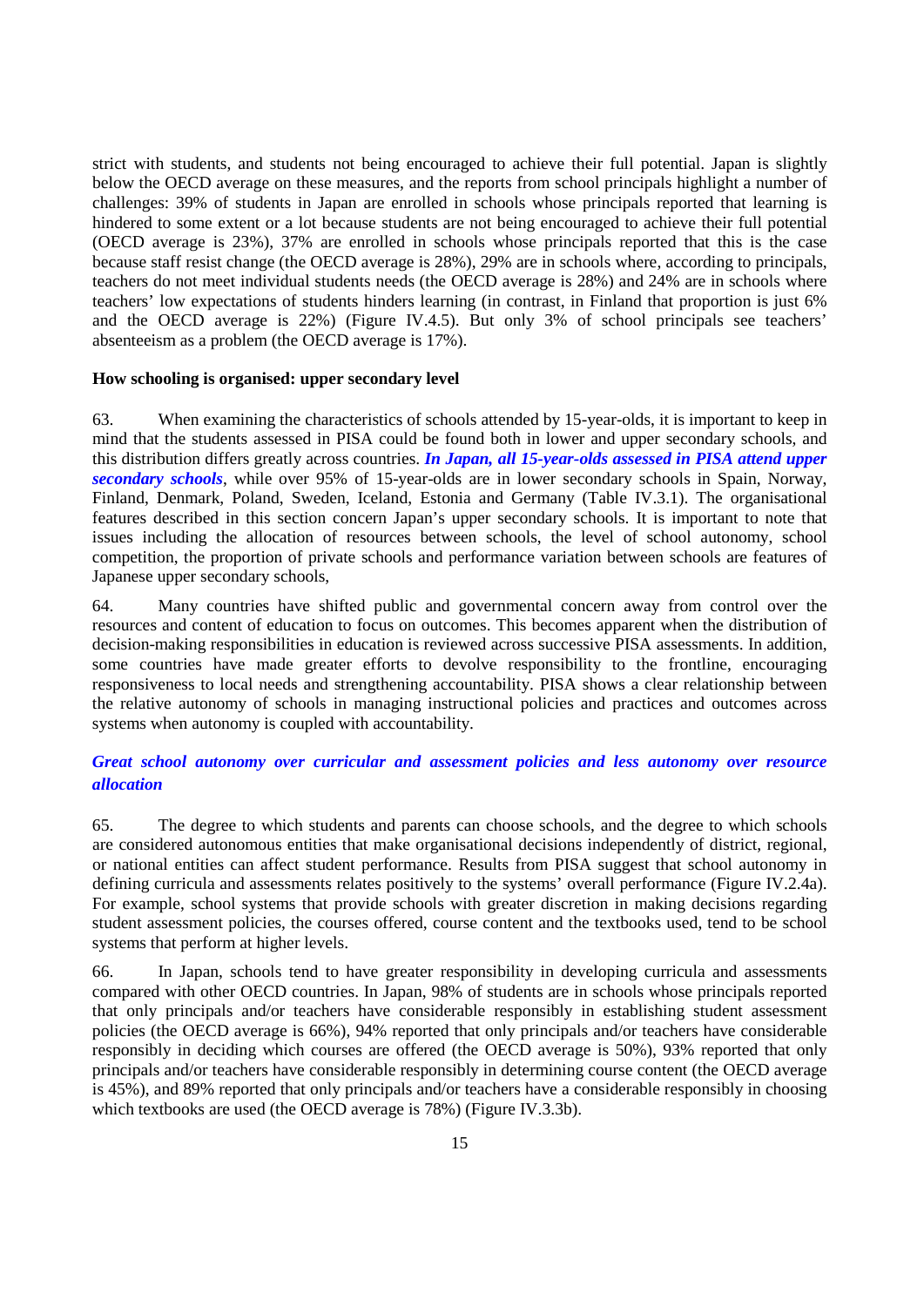strict with students, and students not being encouraged to achieve their full potential. Japan is slightly below the OECD average on these measures, and the reports from school principals highlight a number of challenges: 39% of students in Japan are enrolled in schools whose principals reported that learning is hindered to some extent or a lot because students are not being encouraged to achieve their full potential (OECD average is 23%), 37% are enrolled in schools whose principals reported that this is the case because staff resist change (the OECD average is 28%), 29% are in schools where, according to principals, teachers do not meet individual students needs (the OECD average is 28%) and 24% are in schools where teachers' low expectations of students hinders learning (in contrast, in Finland that proportion is just 6% and the OECD average is 22%) (Figure IV.4.5). But only 3% of school principals see teachers' absenteeism as a problem (the OECD average is 17%).

**How schooling is organised: upper secondary level**

63. When examining the characteristics of schools attended by 15-year-olds, it is important to keep in mind that the students assessed in PISA could be found both in lower and upper secondary schools, and this distribution differs greatly across countries. ***In Japan, all 15-year-olds assessed in PISA attend upper secondary schools***, while over 95% of 15-year-olds are in lower secondary schools in Spain, Norway, Finland, Denmark, Poland, Sweden, Iceland, Estonia and Germany (Table IV.3.1). The organisational features described in this section concern Japan's upper secondary schools. It is important to note that issues including the allocation of resources between schools, the level of school autonomy, school competition, the proportion of private schools and performance variation between schools are features of Japanese upper secondary schools,

64. Many countries have shifted public and governmental concern away from control over the resources and content of education to focus on outcomes. This becomes apparent when the distribution of decision-making responsibilities in education is reviewed across successive PISA assessments. In addition, some countries have made greater efforts to devolve responsibility to the frontline, encouraging responsiveness to local needs and strengthening accountability. PISA shows a clear relationship between the relative autonomy of schools in managing instructional policies and practices and outcomes across systems when autonomy is coupled with accountability.

***Great school autonomy over curricular and assessment policies and less autonomy over resource allocation***

65. The degree to which students and parents can choose schools, and the degree to which schools are considered autonomous entities that make organisational decisions independently of district, regional, or national entities can affect student performance. Results from PISA suggest that school autonomy in defining curricula and assessments relates positively to the systems' overall performance (Figure IV.2.4a). For example, school systems that provide schools with greater discretion in making decisions regarding student assessment policies, the courses offered, course content and the textbooks used, tend to be school systems that perform at higher levels.

66. In Japan, schools tend to have greater responsibility in developing curricula and assessments compared with other OECD countries. In Japan, 98% of students are in schools whose principals reported that only principals and/or teachers have considerable responsibly in establishing student assessment policies (the OECD average is 66%), 94% reported that only principals and/or teachers have considerable responsibly in deciding which courses are offered (the OECD average is 50%), 93% reported that only principals and/or teachers have considerable responsibly in determining course content (the OECD average is 45%), and 89% reported that only principals and/or teachers have a considerable responsibly in choosing which textbooks are used (the OECD average is 78%) (Figure IV.3.3b).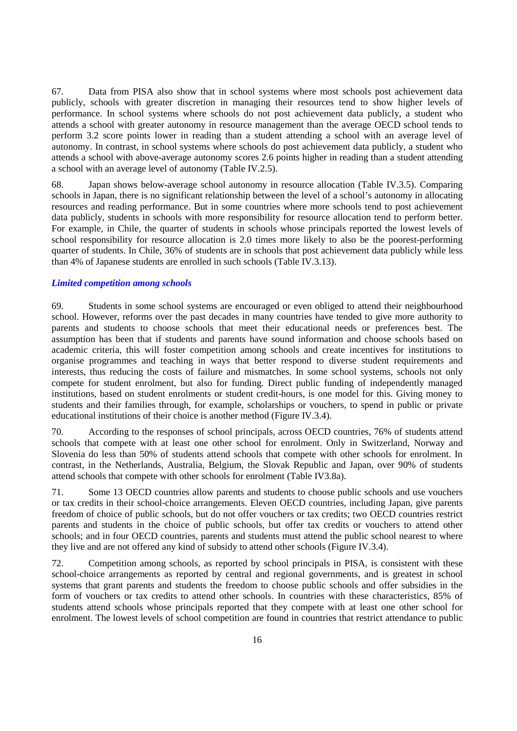67. Data from PISA also show that in school systems where most schools post achievement data publicly, schools with greater discretion in managing their resources tend to show higher levels of performance. In school systems where schools do not post achievement data publicly, a student who attends a school with greater autonomy in resource management than the average OECD school tends to perform 3.2 score points lower in reading than a student attending a school with an average level of autonomy. In contrast, in school systems where schools do post achievement data publicly, a student who attends a school with above-average autonomy scores 2.6 points higher in reading than a student attending a school with an average level of autonomy (Table IV.2.5).

68. Japan shows below-average school autonomy in resource allocation (Table IV.3.5). Comparing schools in Japan, there is no significant relationship between the level of a school's autonomy in allocating resources and reading performance. But in some countries where more schools tend to post achievement data publicly, students in schools with more responsibility for resource allocation tend to perform better. For example, in Chile, the quarter of students in schools whose principals reported the lowest levels of school responsibility for resource allocation is 2.0 times more likely to also be the poorest-performing quarter of students. In Chile, 36% of students are in schools that post achievement data publicly while less than 4% of Japanese students are enrolled in such schools (Table IV.3.13).

### *Limited competition among schools*

69. Students in some school systems are encouraged or even obliged to attend their neighbourhood school. However, reforms over the past decades in many countries have tended to give more authority to parents and students to choose schools that meet their educational needs or preferences best. The assumption has been that if students and parents have sound information and choose schools based on academic criteria, this will foster competition among schools and create incentives for institutions to organise programmes and teaching in ways that better respond to diverse student requirements and interests, thus reducing the costs of failure and mismatches. In some school systems, schools not only compete for student enrolment, but also for funding. Direct public funding of independently managed institutions, based on student enrolments or student credit-hours, is one model for this. Giving money to students and their families through, for example, scholarships or vouchers, to spend in public or private educational institutions of their choice is another method (Figure IV.3.4).

70. According to the responses of school principals, across OECD countries, 76% of students attend schools that compete with at least one other school for enrolment. Only in Switzerland, Norway and Slovenia do less than 50% of students attend schools that compete with other schools for enrolment. In contrast, in the Netherlands, Australia, Belgium, the Slovak Republic and Japan, over 90% of students attend schools that compete with other schools for enrolment (Table IV3.8a).

71. Some 13 OECD countries allow parents and students to choose public schools and use vouchers or tax credits in their school-choice arrangements. Eleven OECD countries, including Japan, give parents freedom of choice of public schools, but do not offer vouchers or tax credits; two OECD countries restrict parents and students in the choice of public schools, but offer tax credits or vouchers to attend other schools; and in four OECD countries, parents and students must attend the public school nearest to where they live and are not offered any kind of subsidy to attend other schools (Figure IV.3.4).

72. Competition among schools, as reported by school principals in PISA, is consistent with these school-choice arrangements as reported by central and regional governments, and is greatest in school systems that grant parents and students the freedom to choose public schools and offer subsidies in the form of vouchers or tax credits to attend other schools. In countries with these characteristics, 85% of students attend schools whose principals reported that they compete with at least one other school for enrolment. The lowest levels of school competition are found in countries that restrict attendance to public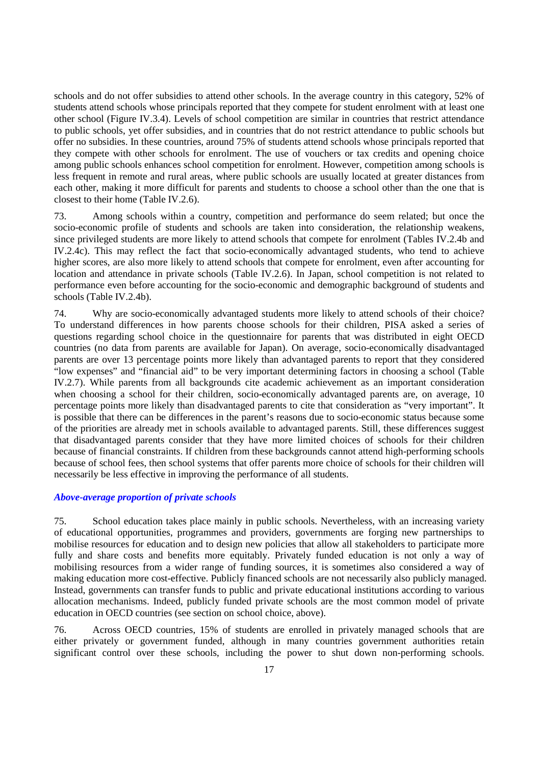schools and do not offer subsidies to attend other schools. In the average country in this category, 52% of students attend schools whose principals reported that they compete for student enrolment with at least one other school (Figure IV.3.4). Levels of school competition are similar in countries that restrict attendance to public schools, yet offer subsidies, and in countries that do not restrict attendance to public schools but offer no subsidies. In these countries, around 75% of students attend schools whose principals reported that they compete with other schools for enrolment. The use of vouchers or tax credits and opening choice among public schools enhances school competition for enrolment. However, competition among schools is less frequent in remote and rural areas, where public schools are usually located at greater distances from each other, making it more difficult for parents and students to choose a school other than the one that is closest to their home (Table IV.2.6).

73. Among schools within a country, competition and performance do seem related; but once the socio-economic profile of students and schools are taken into consideration, the relationship weakens, since privileged students are more likely to attend schools that compete for enrolment (Tables IV.2.4b and IV.2.4c). This may reflect the fact that socio-economically advantaged students, who tend to achieve higher scores, are also more likely to attend schools that compete for enrolment, even after accounting for location and attendance in private schools (Table IV.2.6). In Japan, school competition is not related to performance even before accounting for the socio-economic and demographic background of students and schools (Table IV.2.4b).

74. Why are socio-economically advantaged students more likely to attend schools of their choice? To understand differences in how parents choose schools for their children, PISA asked a series of questions regarding school choice in the questionnaire for parents that was distributed in eight OECD countries (no data from parents are available for Japan). On average, socio-economically disadvantaged parents are over 13 percentage points more likely than advantaged parents to report that they considered "low expenses" and "financial aid" to be very important determining factors in choosing a school (Table IV.2.7). While parents from all backgrounds cite academic achievement as an important consideration when choosing a school for their children, socio-economically advantaged parents are, on average, 10 percentage points more likely than disadvantaged parents to cite that consideration as "very important". It is possible that there can be differences in the parent's reasons due to socio-economic status because some of the priorities are already met in schools available to advantaged parents. Still, these differences suggest that disadvantaged parents consider that they have more limited choices of schools for their children because of financial constraints. If children from these backgrounds cannot attend high-performing schools because of school fees, then school systems that offer parents more choice of schools for their children will necessarily be less effective in improving the performance of all students.

### *Above-average proportion of private schools*

75. School education takes place mainly in public schools. Nevertheless, with an increasing variety of educational opportunities, programmes and providers, governments are forging new partnerships to mobilise resources for education and to design new policies that allow all stakeholders to participate more fully and share costs and benefits more equitably. Privately funded education is not only a way of mobilising resources from a wider range of funding sources, it is sometimes also considered a way of making education more cost-effective. Publicly financed schools are not necessarily also publicly managed. Instead, governments can transfer funds to public and private educational institutions according to various allocation mechanisms. Indeed, publicly funded private schools are the most common model of private education in OECD countries (see section on school choice, above).

76. Across OECD countries, 15% of students are enrolled in privately managed schools that are either privately or government funded, although in many countries government authorities retain significant control over these schools, including the power to shut down non-performing schools.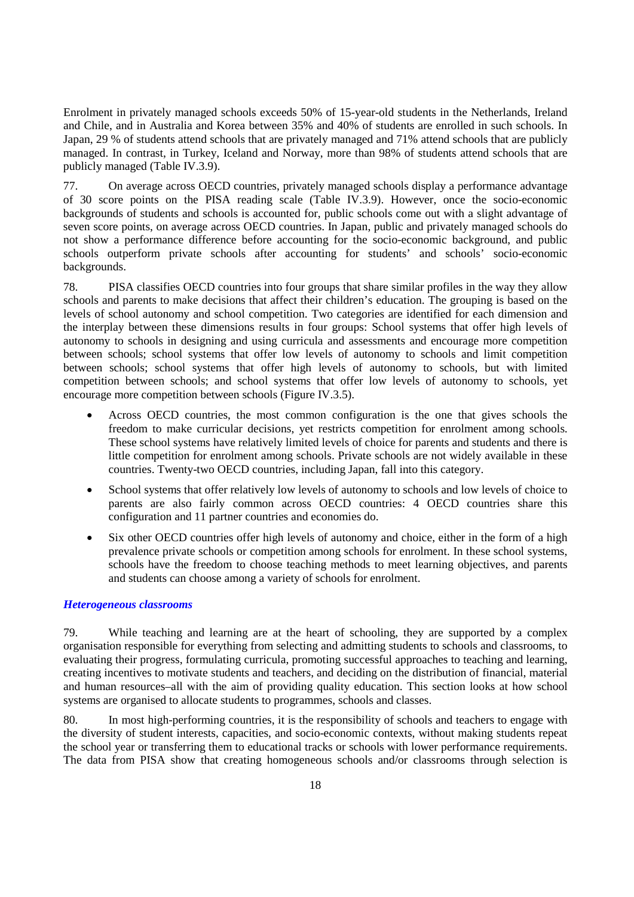Enrolment in privately managed schools exceeds 50% of 15-year-old students in the Netherlands, Ireland and Chile, and in Australia and Korea between 35% and 40% of students are enrolled in such schools. In Japan, 29 % of students attend schools that are privately managed and 71% attend schools that are publicly managed. In contrast, in Turkey, Iceland and Norway, more than 98% of students attend schools that are publicly managed (Table IV.3.9).

77. On average across OECD countries, privately managed schools display a performance advantage of 30 score points on the PISA reading scale (Table IV.3.9). However, once the socio-economic backgrounds of students and schools is accounted for, public schools come out with a slight advantage of seven score points, on average across OECD countries. In Japan, public and privately managed schools do not show a performance difference before accounting for the socio-economic background, and public schools outperform private schools after accounting for students' and schools' socio-economic backgrounds.

78. PISA classifies OECD countries into four groups that share similar profiles in the way they allow schools and parents to make decisions that affect their children's education. The grouping is based on the levels of school autonomy and school competition. Two categories are identified for each dimension and the interplay between these dimensions results in four groups: School systems that offer high levels of autonomy to schools in designing and using curricula and assessments and encourage more competition between schools; school systems that offer low levels of autonomy to schools and limit competition between schools; school systems that offer high levels of autonomy to schools, but with limited competition between schools; and school systems that offer low levels of autonomy to schools, yet encourage more competition between schools (Figure IV.3.5).

- Across OECD countries, the most common configuration is the one that gives schools the freedom to make curricular decisions, yet restricts competition for enrolment among schools. These school systems have relatively limited levels of choice for parents and students and there is little competition for enrolment among schools. Private schools are not widely available in these countries. Twenty-two OECD countries, including Japan, fall into this category.
- School systems that offer relatively low levels of autonomy to schools and low levels of choice to parents are also fairly common across OECD countries: 4 OECD countries share this configuration and 11 partner countries and economies do.
- Six other OECD countries offer high levels of autonomy and choice, either in the form of a high prevalence private schools or competition among schools for enrolment. In these school systems, schools have the freedom to choose teaching methods to meet learning objectives, and parents and students can choose among a variety of schools for enrolment.

### *Heterogeneous classrooms*

79. While teaching and learning are at the heart of schooling, they are supported by a complex organisation responsible for everything from selecting and admitting students to schools and classrooms, to evaluating their progress, formulating curricula, promoting successful approaches to teaching and learning, creating incentives to motivate students and teachers, and deciding on the distribution of financial, material and human resources–all with the aim of providing quality education. This section looks at how school systems are organised to allocate students to programmes, schools and classes.

80. In most high-performing countries, it is the responsibility of schools and teachers to engage with the diversity of student interests, capacities, and socio-economic contexts, without making students repeat the school year or transferring them to educational tracks or schools with lower performance requirements. The data from PISA show that creating homogeneous schools and/or classrooms through selection is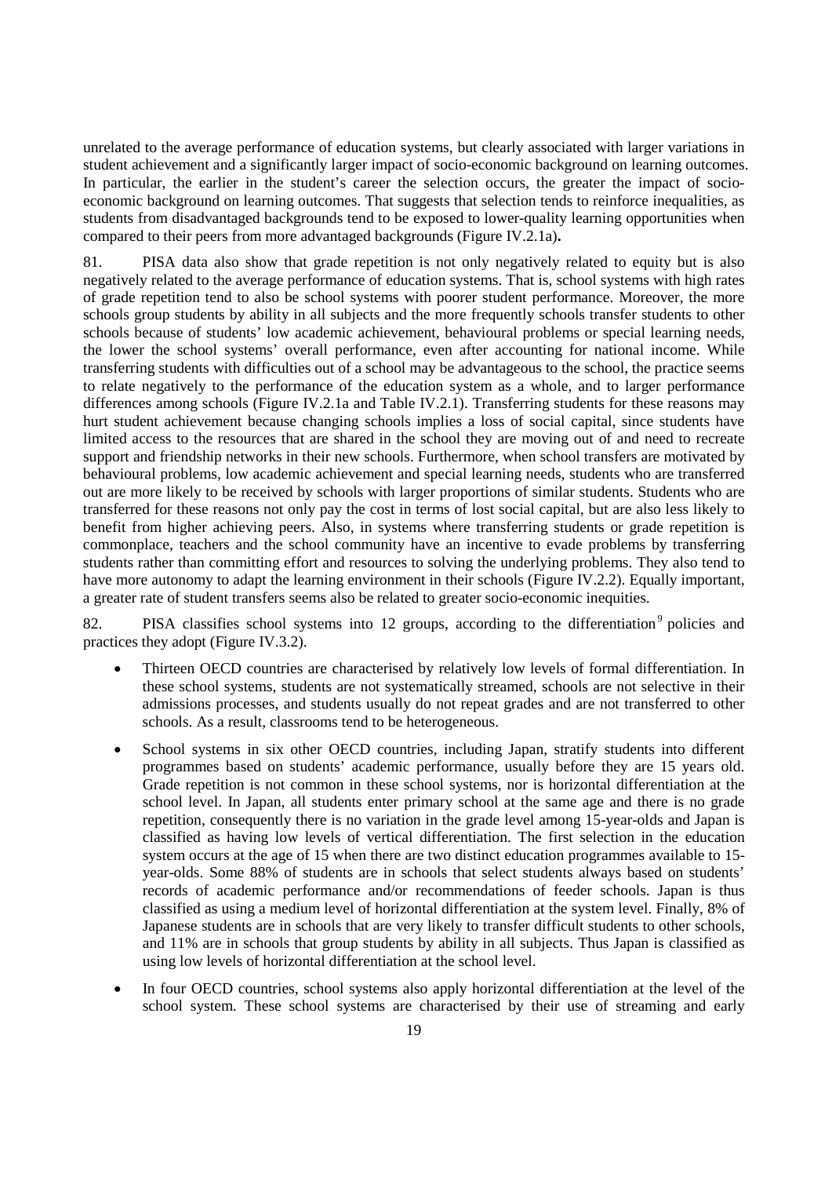unrelated to the average performance of education systems, but clearly associated with larger variations in student achievement and a significantly larger impact of socio-economic background on learning outcomes. In particular, the earlier in the student's career the selection occurs, the greater the impact of socio-economic background on learning outcomes. That suggests that selection tends to reinforce inequalities, as students from disadvantaged backgrounds tend to be exposed to lower-quality learning opportunities when compared to their peers from more advantaged backgrounds (Figure IV.2.1a)**.**

81. PISA data also show that grade repetition is not only negatively related to equity but is also negatively related to the average performance of education systems. That is, school systems with high rates of grade repetition tend to also be school systems with poorer student performance. Moreover, the more schools group students by ability in all subjects and the more frequently schools transfer students to other schools because of students' low academic achievement, behavioural problems or special learning needs, the lower the school systems' overall performance, even after accounting for national income. While transferring students with difficulties out of a school may be advantageous to the school, the practice seems to relate negatively to the performance of the education system as a whole, and to larger performance differences among schools (Figure IV.2.1a and Table IV.2.1). Transferring students for these reasons may hurt student achievement because changing schools implies a loss of social capital, since students have limited access to the resources that are shared in the school they are moving out of and need to recreate support and friendship networks in their new schools. Furthermore, when school transfers are motivated by behavioural problems, low academic achievement and special learning needs, students who are transferred out are more likely to be received by schools with larger proportions of similar students. Students who are transferred for these reasons not only pay the cost in terms of lost social capital, but are also less likely to benefit from higher achieving peers. Also, in systems where transferring students or grade repetition is commonplace, teachers and the school community have an incentive to evade problems by transferring students rather than committing effort and resources to solving the underlying problems. They also tend to have more autonomy to adapt the learning environment in their schools (Figure IV.2.2). Equally important, a greater rate of student transfers seems also be related to greater socio-economic inequities.

82. PISA classifies school systems into 12 groups, according to the differentiation[9] policies and practices they adopt (Figure IV.3.2).

- Thirteen OECD countries are characterised by relatively low levels of formal differentiation. In these school systems, students are not systematically streamed, schools are not selective in their admissions processes, and students usually do not repeat grades and are not transferred to other schools. As a result, classrooms tend to be heterogeneous.
- School systems in six other OECD countries, including Japan, stratify students into different programmes based on students' academic performance, usually before they are 15 years old. Grade repetition is not common in these school systems, nor is horizontal differentiation at the school level. In Japan, all students enter primary school at the same age and there is no grade repetition, consequently there is no variation in the grade level among 15-year-olds and Japan is classified as having low levels of vertical differentiation. The first selection in the education system occurs at the age of 15 when there are two distinct education programmes available to 15-year-olds. Some 88% of students are in schools that select students always based on students' records of academic performance and/or recommendations of feeder schools. Japan is thus classified as using a medium level of horizontal differentiation at the system level. Finally, 8% of Japanese students are in schools that are very likely to transfer difficult students to other schools, and 11% are in schools that group students by ability in all subjects. Thus Japan is classified as using low levels of horizontal differentiation at the school level.
- In four OECD countries, school systems also apply horizontal differentiation at the level of the school system. These school systems are characterised by their use of streaming and early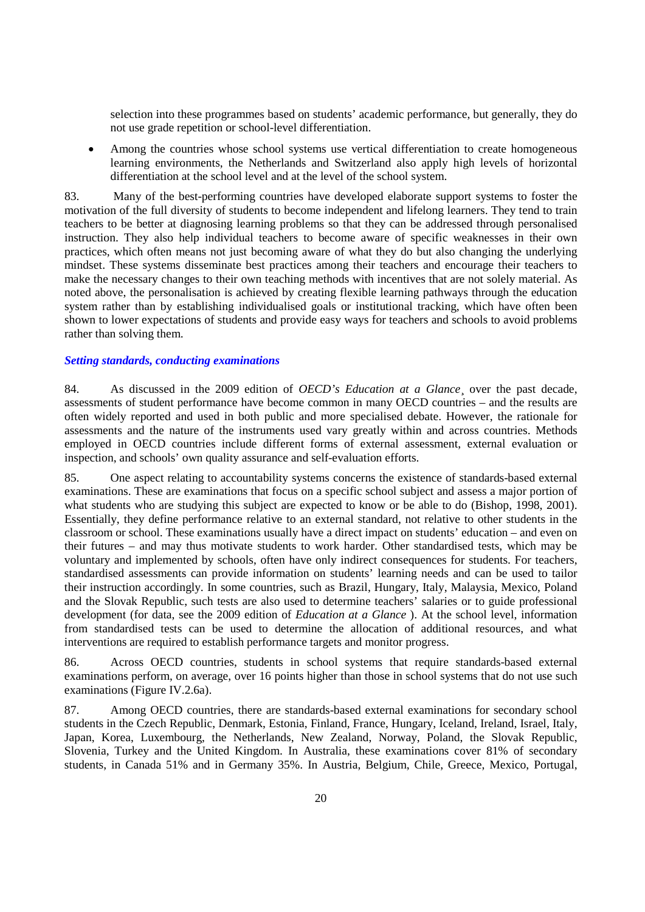selection into these programmes based on students' academic performance, but generally, they do not use grade repetition or school-level differentiation.

- Among the countries whose school systems use vertical differentiation to create homogeneous learning environments, the Netherlands and Switzerland also apply high levels of horizontal differentiation at the school level and at the level of the school system.

83. Many of the best-performing countries have developed elaborate support systems to foster the motivation of the full diversity of students to become independent and lifelong learners. They tend to train teachers to be better at diagnosing learning problems so that they can be addressed through personalised instruction. They also help individual teachers to become aware of specific weaknesses in their own practices, which often means not just becoming aware of what they do but also changing the underlying mindset. These systems disseminate best practices among their teachers and encourage their teachers to make the necessary changes to their own teaching methods with incentives that are not solely material. As noted above, the personalisation is achieved by creating flexible learning pathways through the education system rather than by establishing individualised goals or institutional tracking, which have often been shown to lower expectations of students and provide easy ways for teachers and schools to avoid problems rather than solving them.

### *Setting standards, conducting examinations*

84. As discussed in the 2009 edition of *OECD's Education at a Glance*¸ over the past decade, assessments of student performance have become common in many OECD countries – and the results are often widely reported and used in both public and more specialised debate. However, the rationale for assessments and the nature of the instruments used vary greatly within and across countries. Methods employed in OECD countries include different forms of external assessment, external evaluation or inspection, and schools' own quality assurance and self-evaluation efforts.

85. One aspect relating to accountability systems concerns the existence of standards-based external examinations. These are examinations that focus on a specific school subject and assess a major portion of what students who are studying this subject are expected to know or be able to do (Bishop, 1998, 2001). Essentially, they define performance relative to an external standard, not relative to other students in the classroom or school. These examinations usually have a direct impact on students' education – and even on their futures – and may thus motivate students to work harder. Other standardised tests, which may be voluntary and implemented by schools, often have only indirect consequences for students. For teachers, standardised assessments can provide information on students' learning needs and can be used to tailor their instruction accordingly. In some countries, such as Brazil, Hungary, Italy, Malaysia, Mexico, Poland and the Slovak Republic, such tests are also used to determine teachers' salaries or to guide professional development (for data, see the 2009 edition of *Education at a Glance* ). At the school level, information from standardised tests can be used to determine the allocation of additional resources, and what interventions are required to establish performance targets and monitor progress.

86. Across OECD countries, students in school systems that require standards-based external examinations perform, on average, over 16 points higher than those in school systems that do not use such examinations (Figure IV.2.6a).

87. Among OECD countries, there are standards-based external examinations for secondary school students in the Czech Republic, Denmark, Estonia, Finland, France, Hungary, Iceland, Ireland, Israel, Italy, Japan, Korea, Luxembourg, the Netherlands, New Zealand, Norway, Poland, the Slovak Republic, Slovenia, Turkey and the United Kingdom. In Australia, these examinations cover 81% of secondary students, in Canada 51% and in Germany 35%. In Austria, Belgium, Chile, Greece, Mexico, Portugal,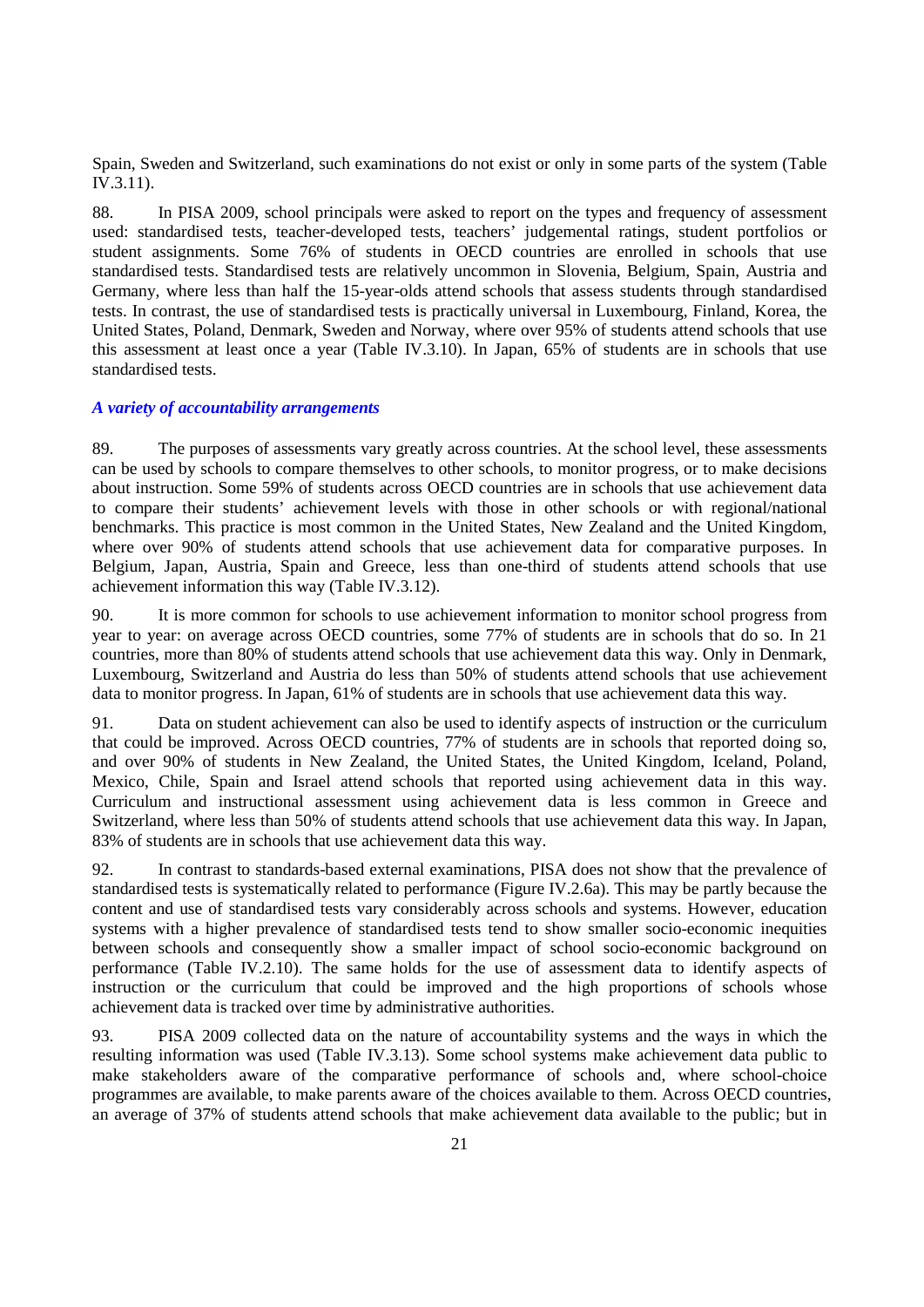Spain, Sweden and Switzerland, such examinations do not exist or only in some parts of the system (Table IV.3.11).

88. In PISA 2009, school principals were asked to report on the types and frequency of assessment used: standardised tests, teacher-developed tests, teachers' judgemental ratings, student portfolios or student assignments. Some 76% of students in OECD countries are enrolled in schools that use standardised tests. Standardised tests are relatively uncommon in Slovenia, Belgium, Spain, Austria and Germany, where less than half the 15-year-olds attend schools that assess students through standardised tests. In contrast, the use of standardised tests is practically universal in Luxembourg, Finland, Korea, the United States, Poland, Denmark, Sweden and Norway, where over 95% of students attend schools that use this assessment at least once a year (Table IV.3.10). In Japan, 65% of students are in schools that use standardised tests.

### *A variety of accountability arrangements*

89. The purposes of assessments vary greatly across countries. At the school level, these assessments can be used by schools to compare themselves to other schools, to monitor progress, or to make decisions about instruction. Some 59% of students across OECD countries are in schools that use achievement data to compare their students' achievement levels with those in other schools or with regional/national benchmarks. This practice is most common in the United States, New Zealand and the United Kingdom, where over 90% of students attend schools that use achievement data for comparative purposes. In Belgium, Japan, Austria, Spain and Greece, less than one-third of students attend schools that use achievement information this way (Table IV.3.12).

90. It is more common for schools to use achievement information to monitor school progress from year to year: on average across OECD countries, some 77% of students are in schools that do so. In 21 countries, more than 80% of students attend schools that use achievement data this way. Only in Denmark, Luxembourg, Switzerland and Austria do less than 50% of students attend schools that use achievement data to monitor progress. In Japan, 61% of students are in schools that use achievement data this way.

91. Data on student achievement can also be used to identify aspects of instruction or the curriculum that could be improved. Across OECD countries, 77% of students are in schools that reported doing so, and over 90% of students in New Zealand, the United States, the United Kingdom, Iceland, Poland, Mexico, Chile, Spain and Israel attend schools that reported using achievement data in this way. Curriculum and instructional assessment using achievement data is less common in Greece and Switzerland, where less than 50% of students attend schools that use achievement data this way. In Japan, 83% of students are in schools that use achievement data this way.

92. In contrast to standards-based external examinations, PISA does not show that the prevalence of standardised tests is systematically related to performance (Figure IV.2.6a). This may be partly because the content and use of standardised tests vary considerably across schools and systems. However, education systems with a higher prevalence of standardised tests tend to show smaller socio-economic inequities between schools and consequently show a smaller impact of school socio-economic background on performance (Table IV.2.10). The same holds for the use of assessment data to identify aspects of instruction or the curriculum that could be improved and the high proportions of schools whose achievement data is tracked over time by administrative authorities.

93. PISA 2009 collected data on the nature of accountability systems and the ways in which the resulting information was used (Table IV.3.13). Some school systems make achievement data public to make stakeholders aware of the comparative performance of schools and, where school-choice programmes are available, to make parents aware of the choices available to them. Across OECD countries, an average of 37% of students attend schools that make achievement data available to the public; but in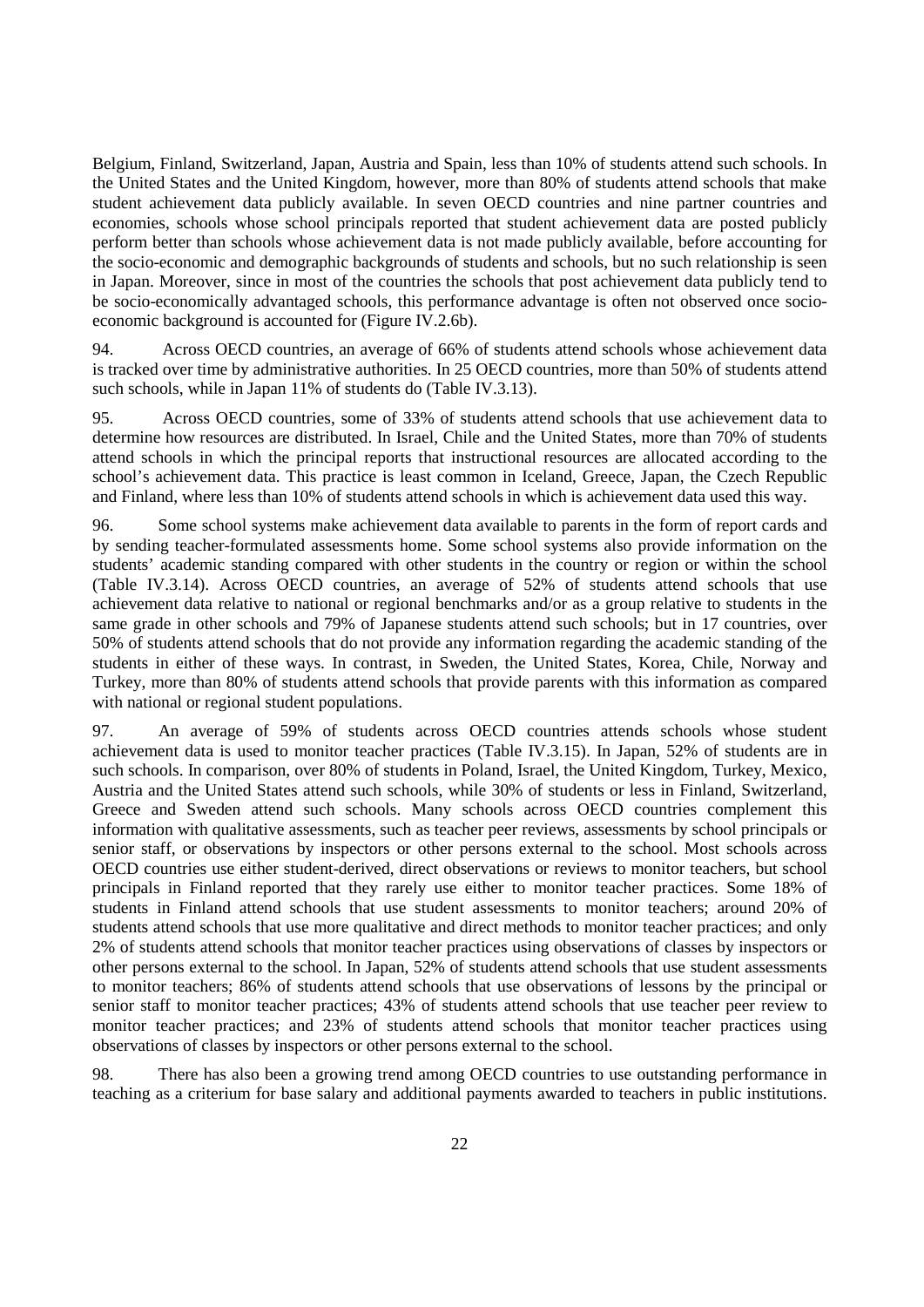Belgium, Finland, Switzerland, Japan, Austria and Spain, less than 10% of students attend such schools. In the United States and the United Kingdom, however, more than 80% of students attend schools that make student achievement data publicly available. In seven OECD countries and nine partner countries and economies, schools whose school principals reported that student achievement data are posted publicly perform better than schools whose achievement data is not made publicly available, before accounting for the socio-economic and demographic backgrounds of students and schools, but no such relationship is seen in Japan. Moreover, since in most of the countries the schools that post achievement data publicly tend to be socio-economically advantaged schools, this performance advantage is often not observed once socio-economic background is accounted for (Figure IV.2.6b).

94. Across OECD countries, an average of 66% of students attend schools whose achievement data is tracked over time by administrative authorities. In 25 OECD countries, more than 50% of students attend such schools, while in Japan 11% of students do (Table IV.3.13).

95. Across OECD countries, some of 33% of students attend schools that use achievement data to determine how resources are distributed. In Israel, Chile and the United States, more than 70% of students attend schools in which the principal reports that instructional resources are allocated according to the school's achievement data. This practice is least common in Iceland, Greece, Japan, the Czech Republic and Finland, where less than 10% of students attend schools in which is achievement data used this way.

96. Some school systems make achievement data available to parents in the form of report cards and by sending teacher-formulated assessments home. Some school systems also provide information on the students' academic standing compared with other students in the country or region or within the school (Table IV.3.14). Across OECD countries, an average of 52% of students attend schools that use achievement data relative to national or regional benchmarks and/or as a group relative to students in the same grade in other schools and 79% of Japanese students attend such schools; but in 17 countries, over 50% of students attend schools that do not provide any information regarding the academic standing of the students in either of these ways. In contrast, in Sweden, the United States, Korea, Chile, Norway and Turkey, more than 80% of students attend schools that provide parents with this information as compared with national or regional student populations.

97. An average of 59% of students across OECD countries attends schools whose student achievement data is used to monitor teacher practices (Table IV.3.15). In Japan, 52% of students are in such schools. In comparison, over 80% of students in Poland, Israel, the United Kingdom, Turkey, Mexico, Austria and the United States attend such schools, while 30% of students or less in Finland, Switzerland, Greece and Sweden attend such schools. Many schools across OECD countries complement this information with qualitative assessments, such as teacher peer reviews, assessments by school principals or senior staff, or observations by inspectors or other persons external to the school. Most schools across OECD countries use either student-derived, direct observations or reviews to monitor teachers, but school principals in Finland reported that they rarely use either to monitor teacher practices. Some 18% of students in Finland attend schools that use student assessments to monitor teachers; around 20% of students attend schools that use more qualitative and direct methods to monitor teacher practices; and only 2% of students attend schools that monitor teacher practices using observations of classes by inspectors or other persons external to the school. In Japan, 52% of students attend schools that use student assessments to monitor teachers; 86% of students attend schools that use observations of lessons by the principal or senior staff to monitor teacher practices; 43% of students attend schools that use teacher peer review to monitor teacher practices; and 23% of students attend schools that monitor teacher practices using observations of classes by inspectors or other persons external to the school.

98. There has also been a growing trend among OECD countries to use outstanding performance in teaching as a criterium for base salary and additional payments awarded to teachers in public institutions.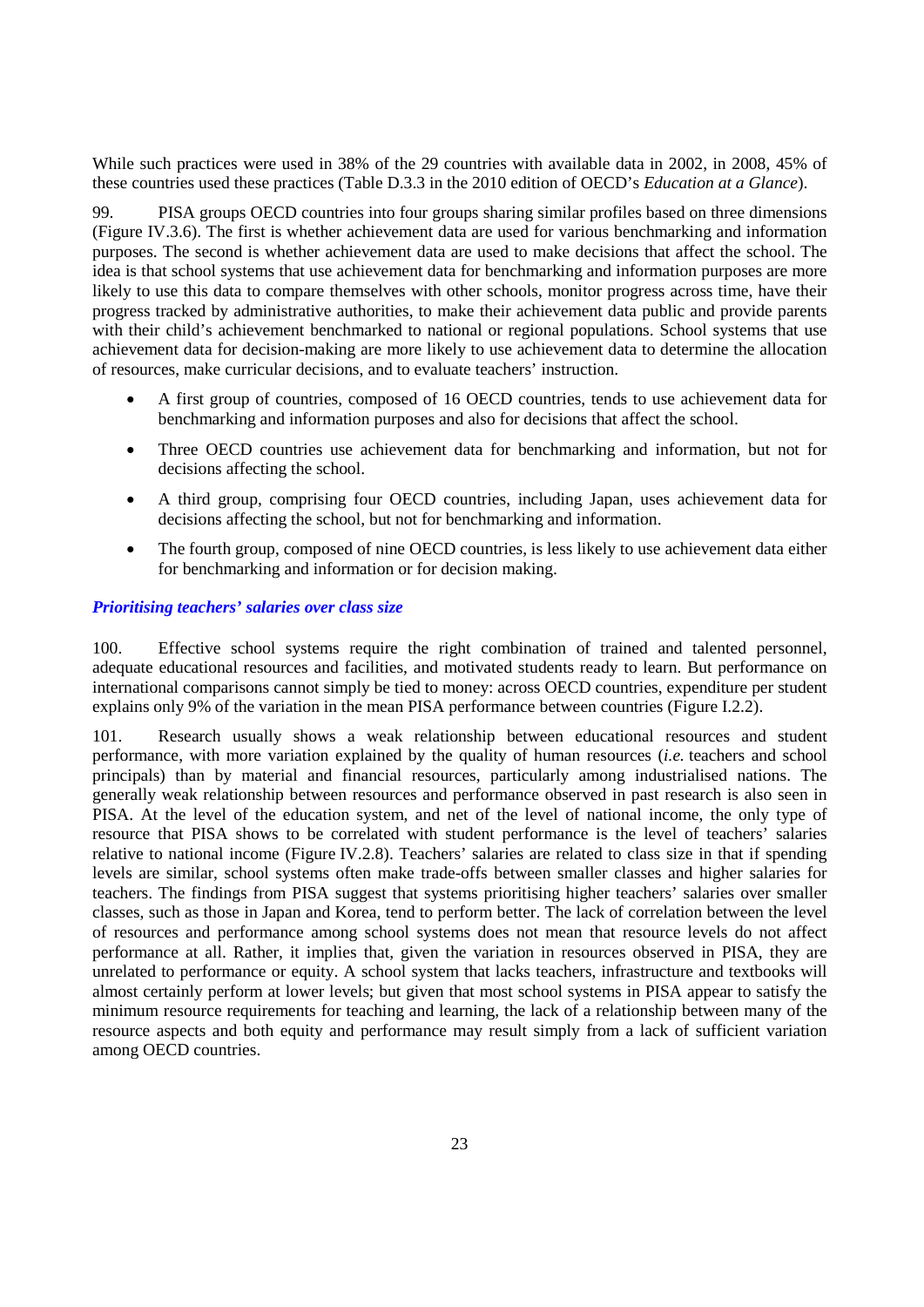While such practices were used in 38% of the 29 countries with available data in 2002, in 2008, 45% of these countries used these practices (Table D.3.3 in the 2010 edition of OECD's *Education at a Glance*).

99. PISA groups OECD countries into four groups sharing similar profiles based on three dimensions (Figure IV.3.6). The first is whether achievement data are used for various benchmarking and information purposes. The second is whether achievement data are used to make decisions that affect the school. The idea is that school systems that use achievement data for benchmarking and information purposes are more likely to use this data to compare themselves with other schools, monitor progress across time, have their progress tracked by administrative authorities, to make their achievement data public and provide parents with their child's achievement benchmarked to national or regional populations. School systems that use achievement data for decision-making are more likely to use achievement data to determine the allocation of resources, make curricular decisions, and to evaluate teachers' instruction.

- A first group of countries, composed of 16 OECD countries, tends to use achievement data for benchmarking and information purposes and also for decisions that affect the school.
- Three OECD countries use achievement data for benchmarking and information, but not for decisions affecting the school.
- A third group, comprising four OECD countries, including Japan, uses achievement data for decisions affecting the school, but not for benchmarking and information.
- The fourth group, composed of nine OECD countries, is less likely to use achievement data either for benchmarking and information or for decision making.

### *Prioritising teachers' salaries over class size*

100. Effective school systems require the right combination of trained and talented personnel, adequate educational resources and facilities, and motivated students ready to learn. But performance on international comparisons cannot simply be tied to money: across OECD countries, expenditure per student explains only 9% of the variation in the mean PISA performance between countries (Figure I.2.2).

101. Research usually shows a weak relationship between educational resources and student performance, with more variation explained by the quality of human resources (*i.e.* teachers and school principals) than by material and financial resources, particularly among industrialised nations. The generally weak relationship between resources and performance observed in past research is also seen in PISA. At the level of the education system, and net of the level of national income, the only type of resource that PISA shows to be correlated with student performance is the level of teachers' salaries relative to national income (Figure IV.2.8). Teachers' salaries are related to class size in that if spending levels are similar, school systems often make trade-offs between smaller classes and higher salaries for teachers. The findings from PISA suggest that systems prioritising higher teachers' salaries over smaller classes, such as those in Japan and Korea, tend to perform better. The lack of correlation between the level of resources and performance among school systems does not mean that resource levels do not affect performance at all. Rather, it implies that, given the variation in resources observed in PISA, they are unrelated to performance or equity. A school system that lacks teachers, infrastructure and textbooks will almost certainly perform at lower levels; but given that most school systems in PISA appear to satisfy the minimum resource requirements for teaching and learning, the lack of a relationship between many of the resource aspects and both equity and performance may result simply from a lack of sufficient variation among OECD countries.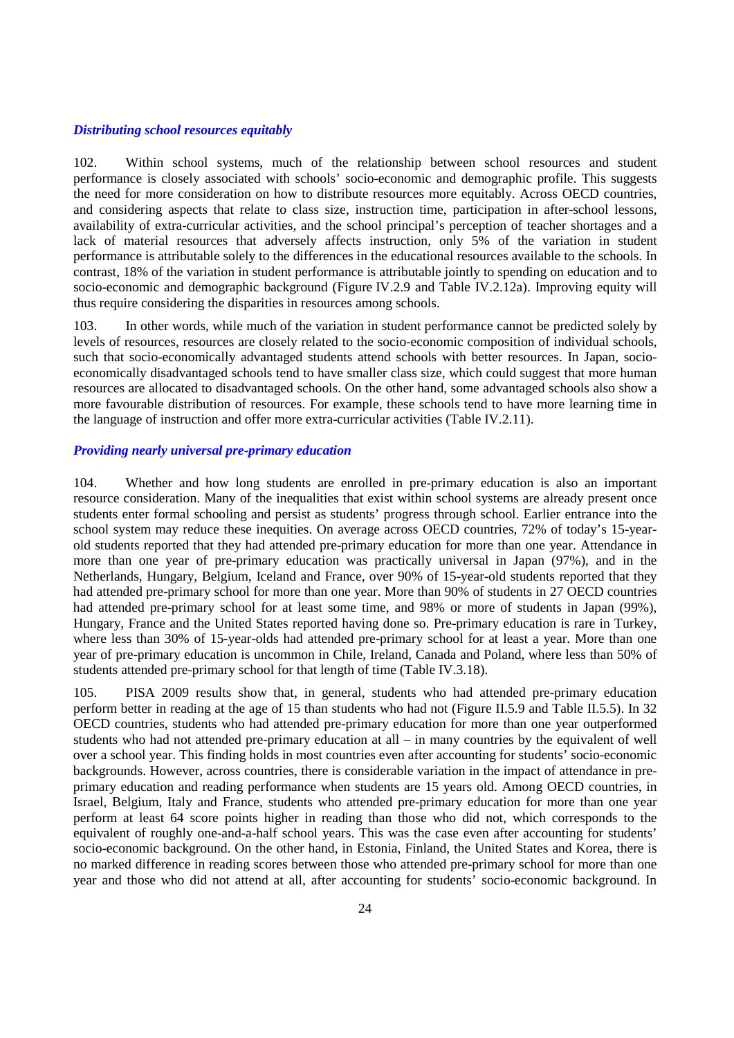### *Distributing school resources equitably*

102. Within school systems, much of the relationship between school resources and student performance is closely associated with schools' socio-economic and demographic profile. This suggests the need for more consideration on how to distribute resources more equitably. Across OECD countries, and considering aspects that relate to class size, instruction time, participation in after-school lessons, availability of extra-curricular activities, and the school principal's perception of teacher shortages and a lack of material resources that adversely affects instruction, only 5% of the variation in student performance is attributable solely to the differences in the educational resources available to the schools. In contrast, 18% of the variation in student performance is attributable jointly to spending on education and to socio-economic and demographic background (Figure IV.2.9 and Table IV.2.12a). Improving equity will thus require considering the disparities in resources among schools.

103. In other words, while much of the variation in student performance cannot be predicted solely by levels of resources, resources are closely related to the socio-economic composition of individual schools, such that socio-economically advantaged students attend schools with better resources. In Japan, socio-economically disadvantaged schools tend to have smaller class size, which could suggest that more human resources are allocated to disadvantaged schools. On the other hand, some advantaged schools also show a more favourable distribution of resources. For example, these schools tend to have more learning time in the language of instruction and offer more extra-curricular activities (Table IV.2.11).

### *Providing nearly universal pre-primary education*

104. Whether and how long students are enrolled in pre-primary education is also an important resource consideration. Many of the inequalities that exist within school systems are already present once students enter formal schooling and persist as students' progress through school. Earlier entrance into the school system may reduce these inequities. On average across OECD countries, 72% of today's 15-year-old students reported that they had attended pre-primary education for more than one year. Attendance in more than one year of pre-primary education was practically universal in Japan (97%), and in the Netherlands, Hungary, Belgium, Iceland and France, over 90% of 15-year-old students reported that they had attended pre-primary school for more than one year. More than 90% of students in 27 OECD countries had attended pre-primary school for at least some time, and 98% or more of students in Japan (99%), Hungary, France and the United States reported having done so. Pre-primary education is rare in Turkey, where less than 30% of 15-year-olds had attended pre-primary school for at least a year. More than one year of pre-primary education is uncommon in Chile, Ireland, Canada and Poland, where less than 50% of students attended pre-primary school for that length of time (Table IV.3.18).

105. PISA 2009 results show that, in general, students who had attended pre-primary education perform better in reading at the age of 15 than students who had not (Figure II.5.9 and Table II.5.5). In 32 OECD countries, students who had attended pre-primary education for more than one year outperformed students who had not attended pre-primary education at all – in many countries by the equivalent of well over a school year. This finding holds in most countries even after accounting for students' socio-economic backgrounds. However, across countries, there is considerable variation in the impact of attendance in pre-primary education and reading performance when students are 15 years old. Among OECD countries, in Israel, Belgium, Italy and France, students who attended pre-primary education for more than one year perform at least 64 score points higher in reading than those who did not, which corresponds to the equivalent of roughly one-and-a-half school years. This was the case even after accounting for students' socio-economic background. On the other hand, in Estonia, Finland, the United States and Korea, there is no marked difference in reading scores between those who attended pre-primary school for more than one year and those who did not attend at all, after accounting for students' socio-economic background. In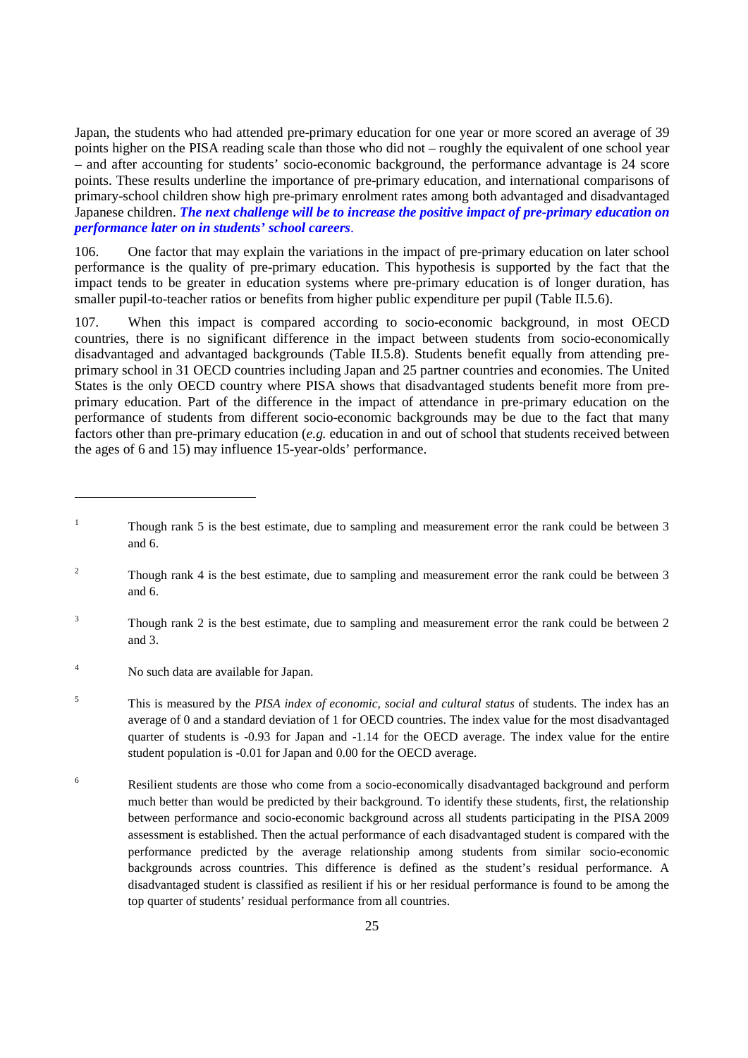Japan, the students who had attended pre-primary education for one year or more scored an average of 39 points higher on the PISA reading scale than those who did not – roughly the equivalent of one school year – and after accounting for students' socio-economic background, the performance advantage is 24 score points. These results underline the importance of pre-primary education, and international comparisons of primary-school children show high pre-primary enrolment rates among both advantaged and disadvantaged Japanese children. ***The next challenge will be to increase the positive impact of pre-primary education on performance later on in students' school careers***.

106. One factor that may explain the variations in the impact of pre-primary education on later school performance is the quality of pre-primary education. This hypothesis is supported by the fact that the impact tends to be greater in education systems where pre-primary education is of longer duration, has smaller pupil-to-teacher ratios or benefits from higher public expenditure per pupil (Table II.5.6).

107. When this impact is compared according to socio-economic background, in most OECD countries, there is no significant difference in the impact between students from socio-economically disadvantaged and advantaged backgrounds (Table II.5.8). Students benefit equally from attending pre-primary school in 31 OECD countries including Japan and 25 partner countries and economies. The United States is the only OECD country where PISA shows that disadvantaged students benefit more from pre-primary education. Part of the difference in the impact of attendance in pre-primary education on the performance of students from different socio-economic backgrounds may be due to the fact that many factors other than pre-primary education (*e.g.* education in and out of school that students received between the ages of 6 and 15) may influence 15-year-olds' performance.

---

[1] Though rank 5 is the best estimate, due to sampling and measurement error the rank could be between 3 and 6.

[2] Though rank 4 is the best estimate, due to sampling and measurement error the rank could be between 3 and 6.

[3] Though rank 2 is the best estimate, due to sampling and measurement error the rank could be between 2 and 3.

[4] No such data are available for Japan.

[5] This is measured by the *PISA index of economic, social and cultural status* of students. The index has an average of 0 and a standard deviation of 1 for OECD countries. The index value for the most disadvantaged quarter of students is -0.93 for Japan and -1.14 for the OECD average. The index value for the entire student population is -0.01 for Japan and 0.00 for the OECD average.

[6] Resilient students are those who come from a socio-economically disadvantaged background and perform much better than would be predicted by their background. To identify these students, first, the relationship between performance and socio-economic background across all students participating in the PISA 2009 assessment is established. Then the actual performance of each disadvantaged student is compared with the performance predicted by the average relationship among students from similar socio-economic backgrounds across countries. This difference is defined as the student's residual performance. A disadvantaged student is classified as resilient if his or her residual performance is found to be among the top quarter of students' residual performance from all countries.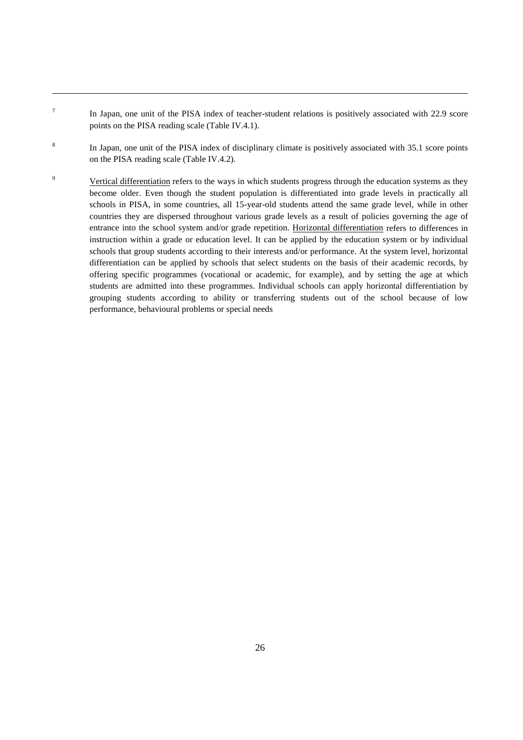[7] In Japan, one unit of the PISA index of teacher-student relations is positively associated with 22.9 score points on the PISA reading scale (Table IV.4.1).

[8] In Japan, one unit of the PISA index of disciplinary climate is positively associated with 35.1 score points on the PISA reading scale (Table IV.4.2).

[9] Vertical differentiation refers to the ways in which students progress through the education systems as they become older. Even though the student population is differentiated into grade levels in practically all schools in PISA, in some countries, all 15-year-old students attend the same grade level, while in other countries they are dispersed throughout various grade levels as a result of policies governing the age of entrance into the school system and/or grade repetition. Horizontal differentiation refers to differences in instruction within a grade or education level. It can be applied by the education system or by individual schools that group students according to their interests and/or performance. At the system level, horizontal differentiation can be applied by schools that select students on the basis of their academic records, by offering specific programmes (vocational or academic, for example), and by setting the age at which students are admitted into these programmes. Individual schools can apply horizontal differentiation by grouping students according to ability or transferring students out of the school because of low performance, behavioural problems or special needs